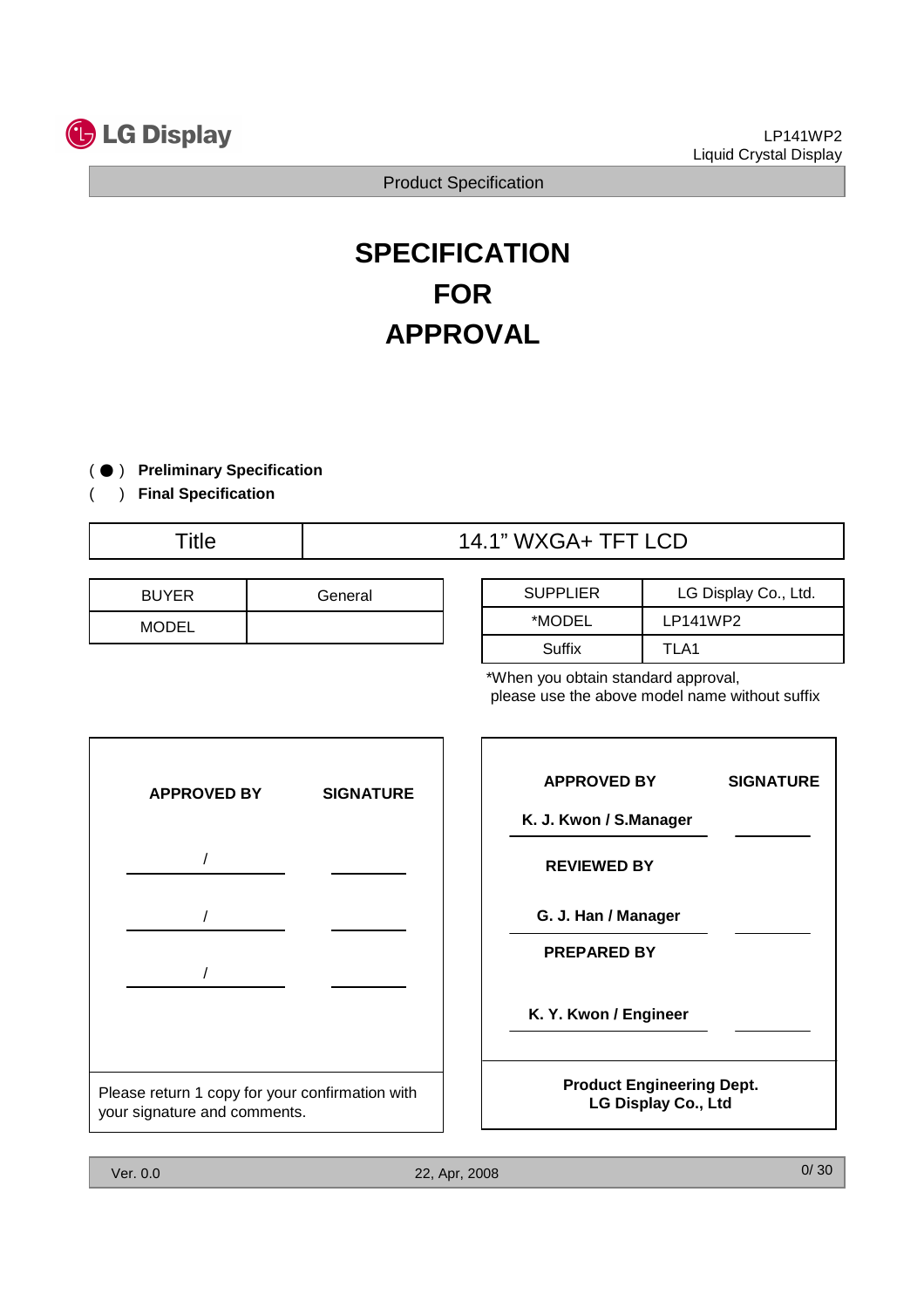# SPECIFICATION FOR APPROVAL

( ● ) **Preliminary Specification**

(  ) **Final Specification**

| Title | 14.1" WXGA+ TFT LCD |
|---|---|

| BUYER | General |
|---|---|
| MODEL | |

| SUPPLIER | LG Display Co., Ltd. |
|---|---|
| *MODEL | LP141WP2 |
| Suffix | TLA1 |

*When you obtain standard approval,
please use the above model name without suffix

| APPROVED BY | SIGNATURE |
|---|---|
| / | |
| / | |
| / | |

Please return 1 copy for your confirmation with your signature and comments.

| APPROVED BY | SIGNATURE |
|---|---|
| K. J. Kwon / S.Manager | |
| **REVIEWED BY** | |
| G. J. Han / Manager | |
| **PREPARED BY** | |
| K. Y. Kwon / Engineer | |

**Product Engineering Dept.**
**LG Display Co., Ltd**

Ver. 0.0 22, Apr, 2008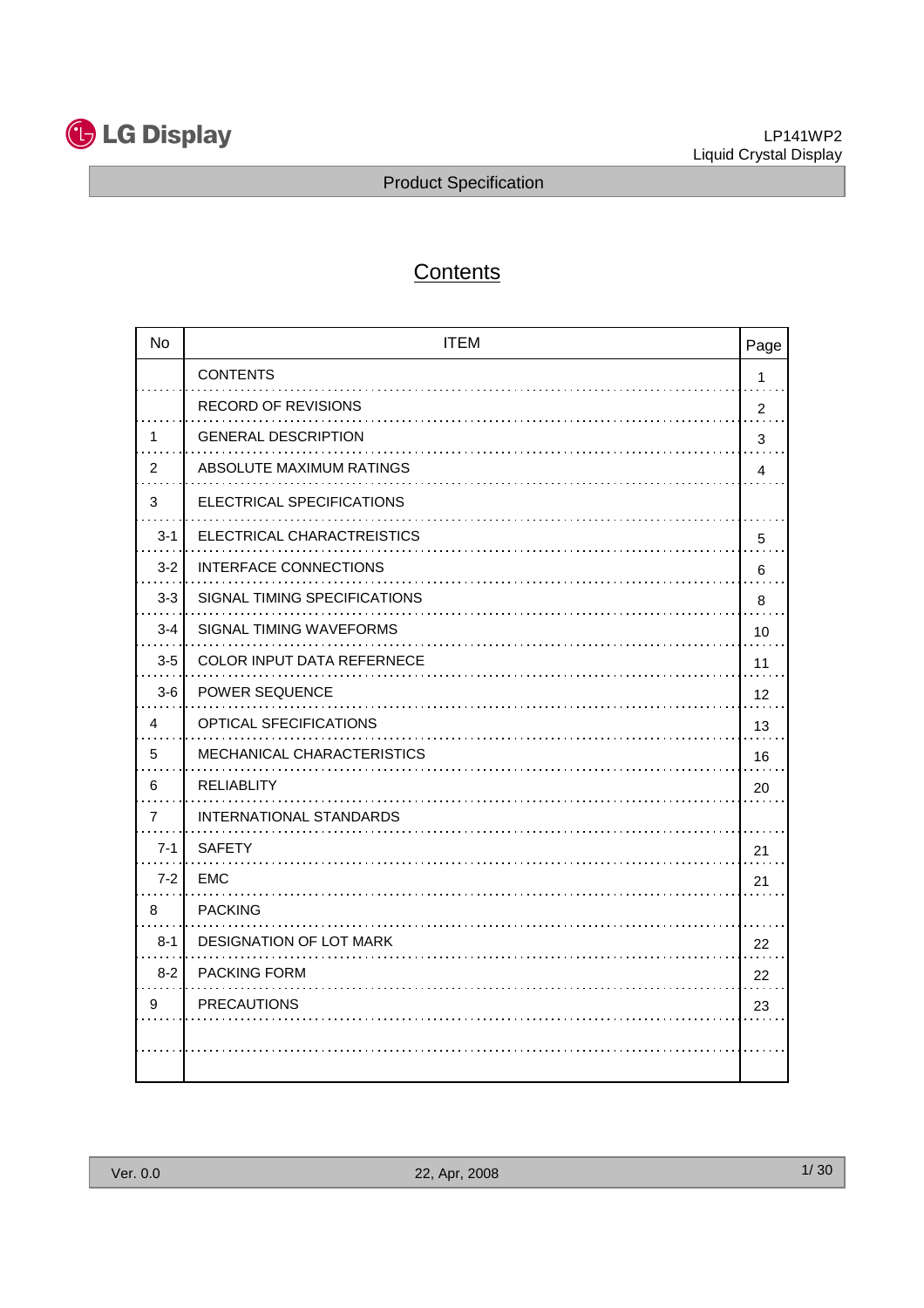# Contents

| No | ITEM | Page |
|---|---|---|
| | CONTENTS | 1 |
| | RECORD OF REVISIONS | 2 |
| 1 | GENERAL DESCRIPTION | 3 |
| 2 | ABSOLUTE MAXIMUM RATINGS | 4 |
| 3 | ELECTRICAL SPECIFICATIONS | |
| 3-1 | ELECTRICAL CHARACTREISTICS | 5 |
| 3-2 | INTERFACE CONNECTIONS | 6 |
| 3-3 | SIGNAL TIMING SPECIFICATIONS | 8 |
| 3-4 | SIGNAL TIMING WAVEFORMS | 10 |
| 3-5 | COLOR INPUT DATA REFERNECE | 11 |
| 3-6 | POWER SEQUENCE | 12 |
| 4 | OPTICAL SFECIFICATIONS | 13 |
| 5 | MECHANICAL CHARACTERISTICS | 16 |
| 6 | RELIABLITY | 20 |
| 7 | INTERNATIONAL STANDARDS | |
| 7-1 | SAFETY | 21 |
| 7-2 | EMC | 21 |
| 8 | PACKING | |
| 8-1 | DESIGNATION OF LOT MARK | 22 |
| 8-2 | PACKING FORM | 22 |
| 9 | PRECAUTIONS | 23 |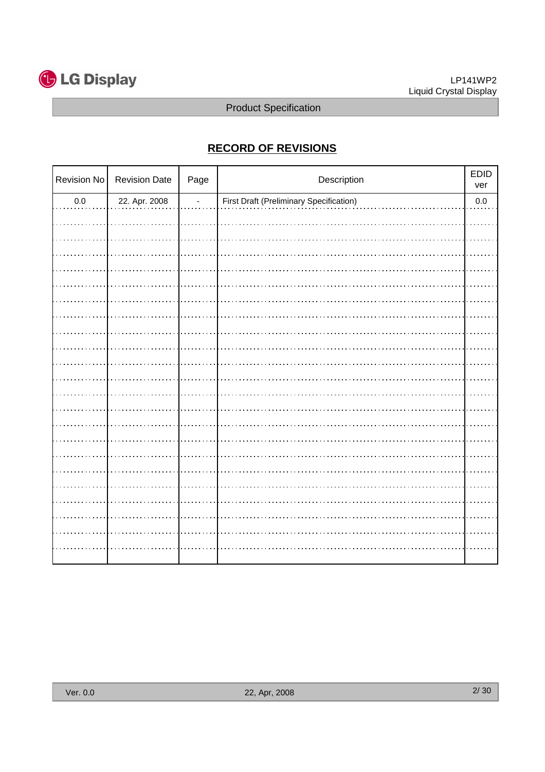## RECORD OF REVISIONS

| Revision No | Revision Date | Page | Description | EDID ver |
|---|---|---|---|---|
| 0.0 | 22. Apr. 2008 | - | First Draft (Preliminary Specification) | 0.0 |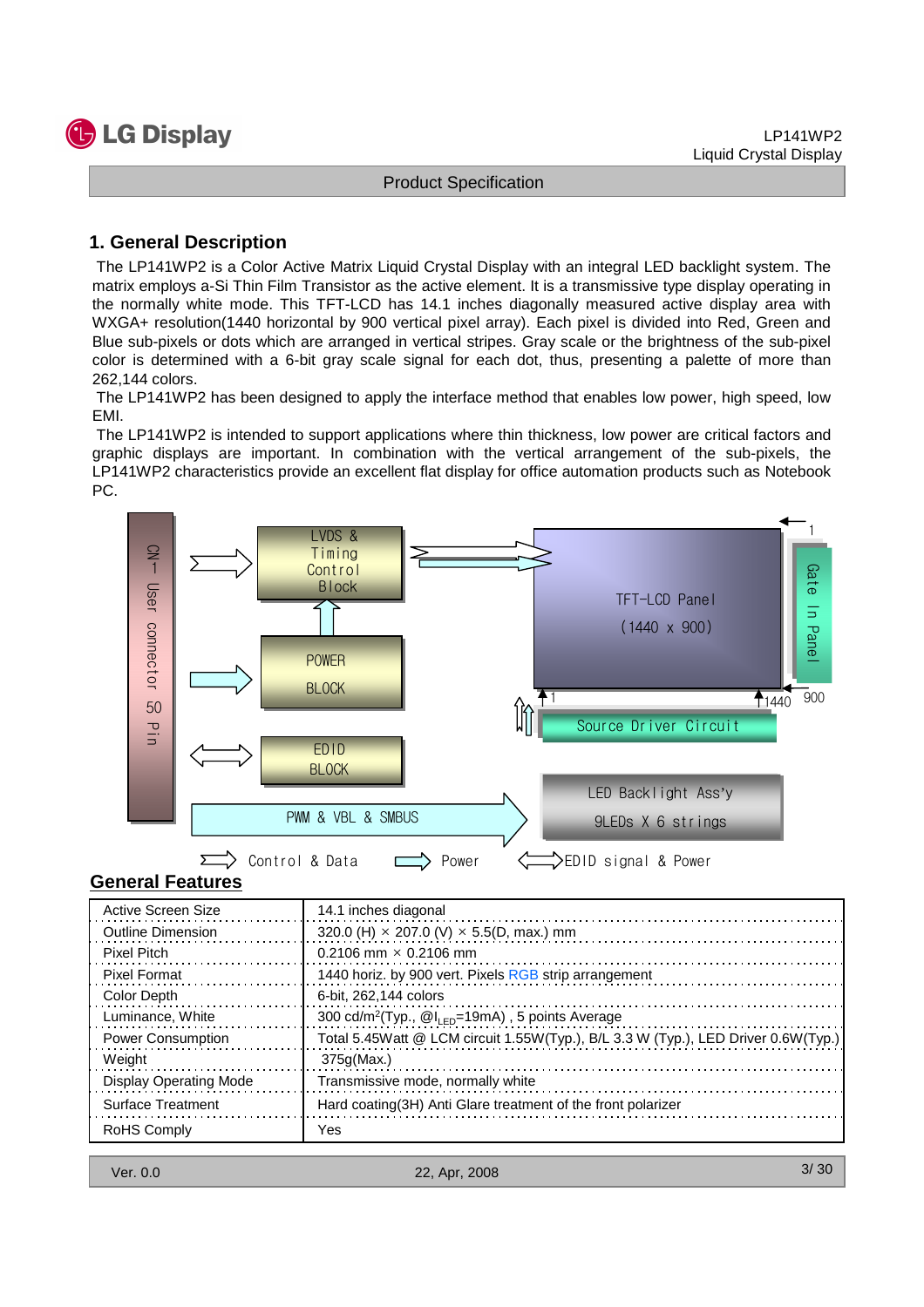## 1. General Description

The LP141WP2 is a Color Active Matrix Liquid Crystal Display with an integral LED backlight system. The matrix employs a-Si Thin Film Transistor as the active element. It is a transmissive type display operating in the normally white mode. This TFT-LCD has 14.1 inches diagonally measured active display area with WXGA+ resolution(1440 horizontal by 900 vertical pixel array). Each pixel is divided into Red, Green and Blue sub-pixels or dots which are arranged in vertical stripes. Gray scale or the brightness of the sub-pixel color is determined with a 6-bit gray scale signal for each dot, thus, presenting a palette of more than 262,144 colors.

The LP141WP2 has been designed to apply the interface method that enables low power, high speed, low EMI.

The LP141WP2 is intended to support applications where thin thickness, low power are critical factors and graphic displays are important. In combination with the vertical arrangement of the sub-pixels, the LP141WP2 characteristics provide an excellent flat display for office automation products such as Notebook PC.

CN1 User connector 50 Pin

LVDS & Timing Control Block

POWER BLOCK

EDID BLOCK

PWM & VBL & SMBUS

TFT-LCD Panel (1440 x 900)

Gate In Panel

Source Driver Circuit

LED Backlight Ass'y 9LEDs X 6 strings

1, 900, 1, 1440

Control & Data | Power | EDID signal & Power

## General Features

| | |
|---|---|
| Active Screen Size | 14.1 inches diagonal |
| Outline Dimension | 320.0 (H) × 207.0 (V) × 5.5(D, max.) mm |
| Pixel Pitch | 0.2106 mm × 0.2106 mm |
| Pixel Format | 1440 horiz. by 900 vert. Pixels RGB strip arrangement |
| Color Depth | 6-bit, 262,144 colors |
| Luminance, White | 300 cd/m$^2$(Typ., @$I_{LED}$=19mA) , 5 points Average |
| Power Consumption | Total 5.45Watt @ LCM circuit 1.55W(Typ.), B/L 3.3 W (Typ.), LED Driver 0.6W(Typ.) |
| Weight | 375g(Max.) |
| Display Operating Mode | Transmissive mode, normally white |
| Surface Treatment | Hard coating(3H) Anti Glare treatment of the front polarizer |
| RoHS Comply | Yes |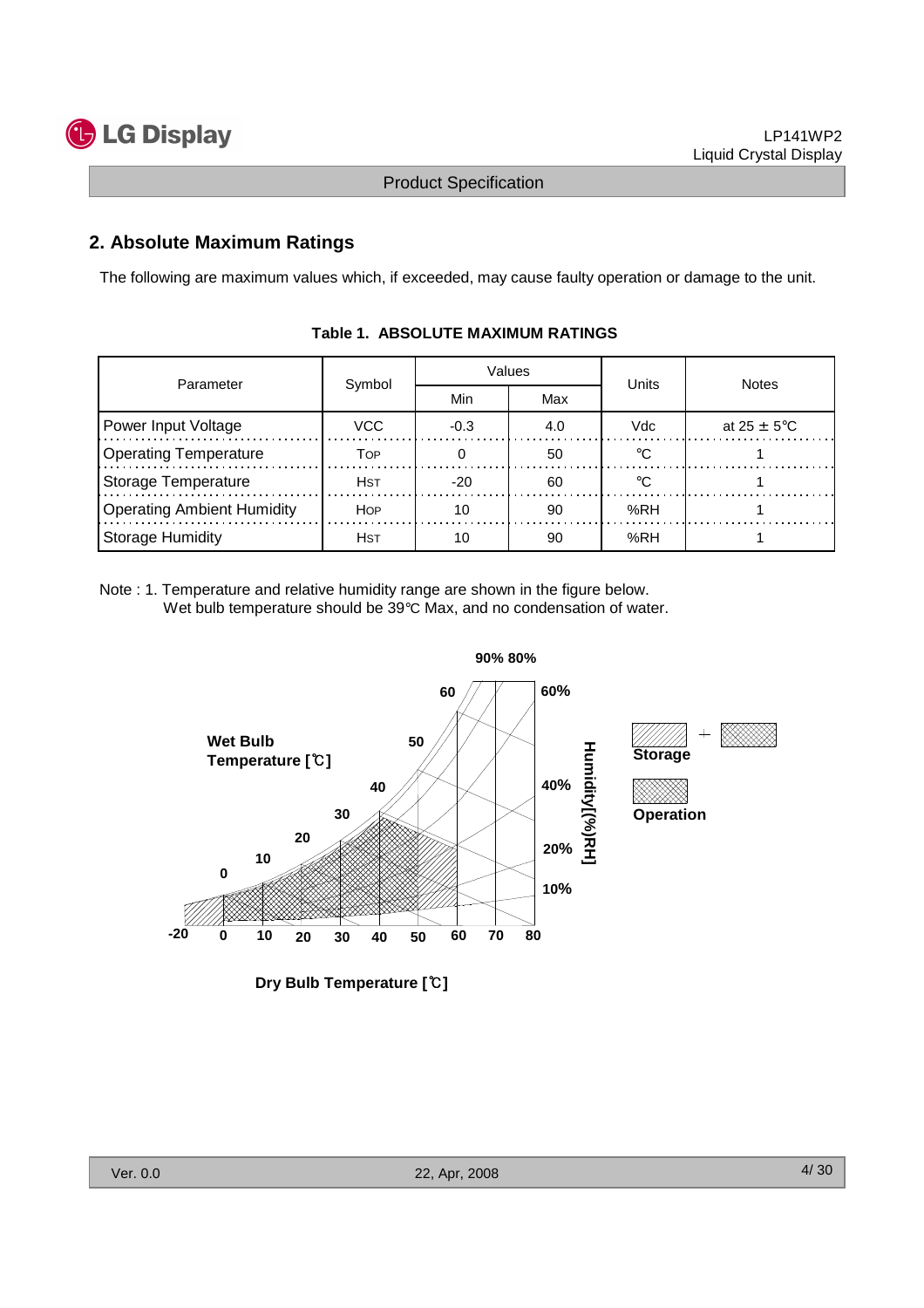## 2. Absolute Maximum Ratings

The following are maximum values which, if exceeded, may cause faulty operation or damage to the unit.

**Table 1. ABSOLUTE MAXIMUM RATINGS**

| Parameter | Symbol | Values | | Units | Notes |
|---|---|---|---|---|---|
| | | Min | Max | | |
| Power Input Voltage | VCC | -0.3 | 4.0 | Vdc | at 25 ± 5°C |
| Operating Temperature | TOP | 0 | 50 | °C | 1 |
| Storage Temperature | HST | -20 | 60 | °C | 1 |
| Operating Ambient Humidity | HOP | 10 | 90 | %RH | 1 |
| Storage Humidity | HST | 10 | 90 | %RH | 1 |

Note : 1. Temperature and relative humidity range are shown in the figure below.
Wet bulb temperature should be 39°C Max, and no condensation of water.

Wet Bulb Temperature [℃]

Humidity[(%)RH]

Storage

Operation

Dry Bulb Temperature [℃]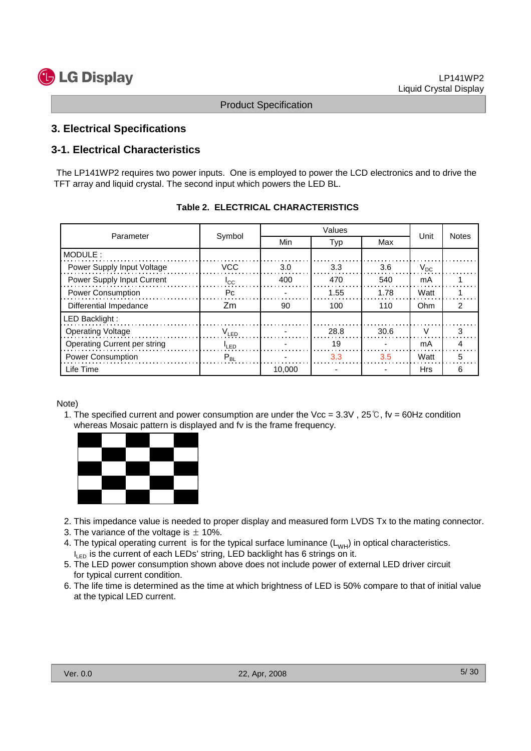## 3. Electrical Specifications

### 3-1. Electrical Characteristics

The LP141WP2 requires two power inputs. One is employed to power the LCD electronics and to drive the TFT array and liquid crystal. The second input which powers the LED BL.

**Table 2. ELECTRICAL CHARACTERISTICS**

| Parameter | Symbol | Values | | | Unit | Notes |
|---|---|---|---|---|---|---|
| | | Min | Typ | Max | | |
| MODULE : | | | | | | |
| Power Supply Input Voltage | VCC | 3.0 | 3.3 | 3.6 | $V_{DC}$ | |
| Power Supply Input Current | $I_{CC}$ | 400 | 470 | 540 | mA | 1 |
| Power Consumption | Pc | - | 1.55 | 1.78 | Watt | 1 |
| Differential Impedance | Zm | 90 | 100 | 110 | Ohm | 2 |
| LED Backlight : | | | | | | |
| Operating Voltage | $V_{LED}$ | - | 28.8 | 30.6 | V | 3 |
| Operating Current per string | $I_{LED}$ | - | 19 | - | mA | 4 |
| Power Consumption | $P_{BL}$ | - | 3.3 | 3.5 | Watt | 5 |
| Life Time | | 10,000 | - | - | Hrs | 6 |

Note)

1. The specified current and power consumption are under the Vcc = 3.3V , 25℃, fv = 60Hz condition whereas Mosaic pattern is displayed and fv is the frame frequency.
2. This impedance value is needed to proper display and measured form LVDS Tx to the mating connector.
3. The variance of the voltage is ± 10%.
4. The typical operating current is for the typical surface luminance ($L_{WH}$) in optical characteristics. $I_{LED}$ is the current of each LEDs' string, LED backlight has 6 strings on it.
5. The LED power consumption shown above does not include power of external LED driver circuit for typical current condition.
6. The life time is determined as the time at which brightness of LED is 50% compare to that of initial value at the typical LED current.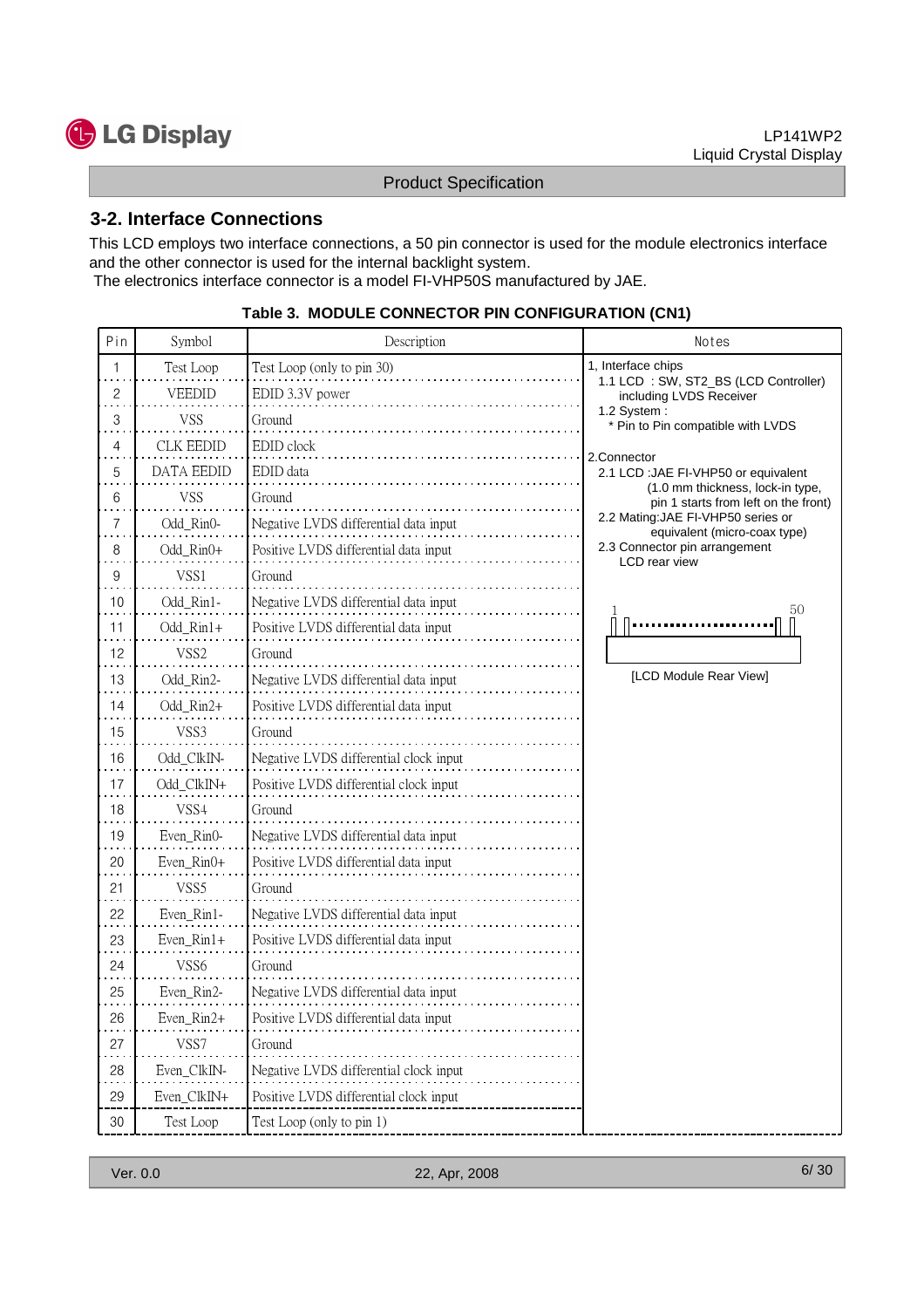## 3-2. Interface Connections

This LCD employs two interface connections, a 50 pin connector is used for the module electronics interface and the other connector is used for the internal backlight system.
The electronics interface connector is a model FI-VHP50S manufactured by JAE.

**Table 3. MODULE CONNECTOR PIN CONFIGURATION (CN1)**

| Pin | Symbol | Description | Notes |
|---|---|---|---|
| 1 | Test Loop | Test Loop (only to pin 30) | 1, Interface chips<br>1.1 LCD : SW, ST2_BS (LCD Controller) including LVDS Receiver<br>1.2 System :<br>* Pin to Pin compatible with LVDS<br><br>2.Connector<br>2.1 LCD :JAE FI-VHP50 or equivalent (1.0 mm thickness, lock-in type, pin 1 starts from left on the front)<br>2.2 Mating:JAE FI-VHP50 series or equivalent (micro-coax type)<br>2.3 Connector pin arrangement LCD rear view<br><br>[LCD Module Rear View] |
| 2 | VEEDID | EDID 3.3V power | |
| 3 | VSS | Ground | |
| 4 | CLK EEDID | EDID clock | |
| 5 | DATA EEDID | EDID data | |
| 6 | VSS | Ground | |
| 7 | Odd_Rin0- | Negative LVDS differential data input | |
| 8 | Odd_Rin0+ | Positive LVDS differential data input | |
| 9 | VSS1 | Ground | |
| 10 | Odd_Rin1- | Negative LVDS differential data input | |
| 11 | Odd_Rin1+ | Positive LVDS differential data input | |
| 12 | VSS2 | Ground | |
| 13 | Odd_Rin2- | Negative LVDS differential data input | |
| 14 | Odd_Rin2+ | Positive LVDS differential data input | |
| 15 | VSS3 | Ground | |
| 16 | Odd_ClkIN- | Negative LVDS differential clock input | |
| 17 | Odd_ClkIN+ | Positive LVDS differential clock input | |
| 18 | VSS4 | Ground | |
| 19 | Even_Rin0- | Negative LVDS differential data input | |
| 20 | Even_Rin0+ | Positive LVDS differential data input | |
| 21 | VSS5 | Ground | |
| 22 | Even_Rin1- | Negative LVDS differential data input | |
| 23 | Even_Rin1+ | Positive LVDS differential data input | |
| 24 | VSS6 | Ground | |
| 25 | Even_Rin2- | Negative LVDS differential data input | |
| 26 | Even_Rin2+ | Positive LVDS differential data input | |
| 27 | VSS7 | Ground | |
| 28 | Even_ClkIN- | Negative LVDS differential clock input | |
| 29 | Even_ClkIN+ | Positive LVDS differential clock input | |
| 30 | Test Loop | Test Loop (only to pin 1) | |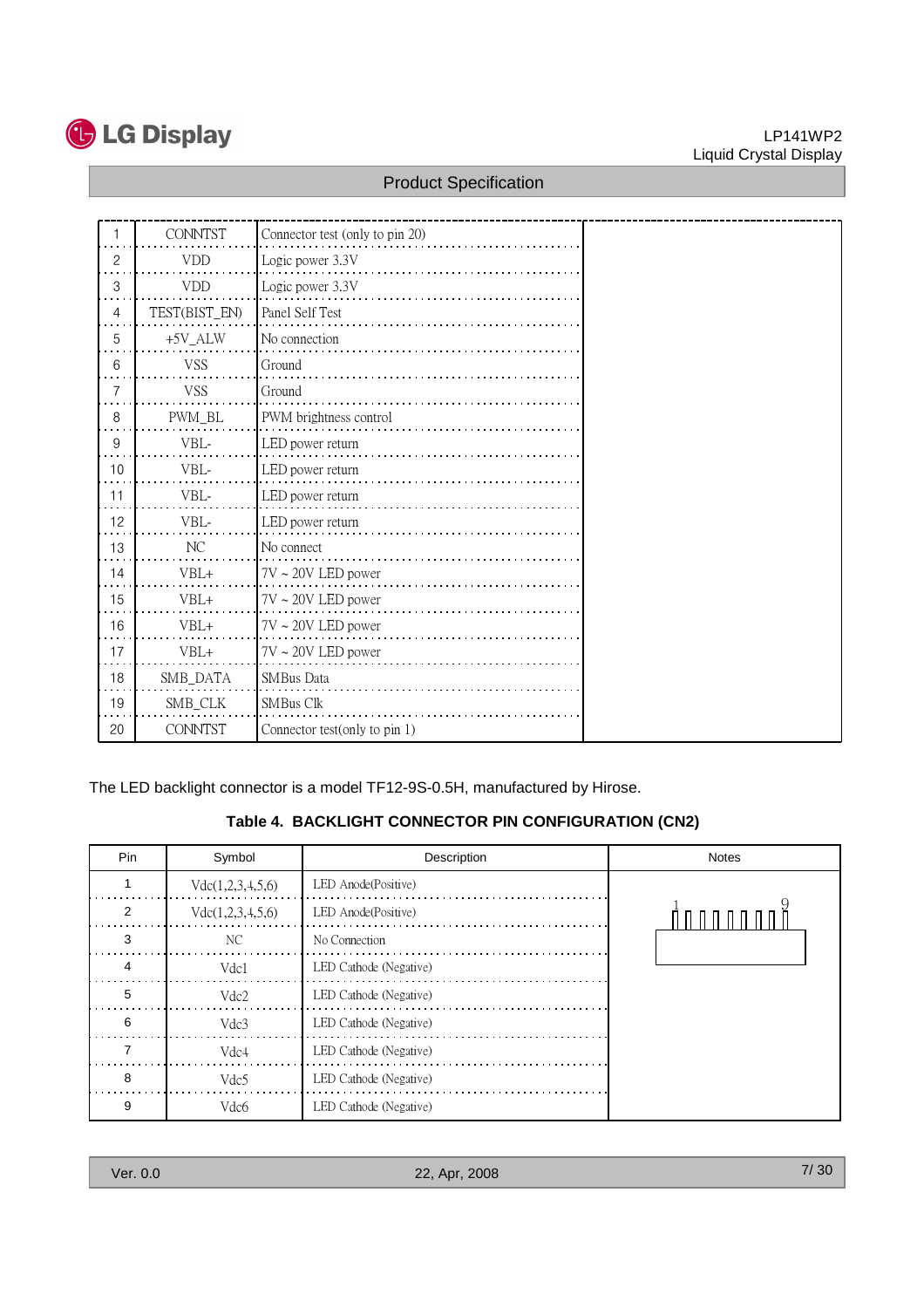| 1 | CONNTST | Connector test (only to pin 20) | |
|---|---|---|---|
| 2 | VDD | Logic power 3.3V | |
| 3 | VDD | Logic power 3.3V | |
| 4 | TEST(BIST_EN) | Panel Self Test | |
| 5 | +5V_ALW | No connection | |
| 6 | VSS | Ground | |
| 7 | VSS | Ground | |
| 8 | PWM_BL | PWM brightness control | |
| 9 | VBL- | LED power return | |
| 10 | VBL- | LED power return | |
| 11 | VBL- | LED power return | |
| 12 | VBL- | LED power return | |
| 13 | NC | No connect | |
| 14 | VBL+ | 7V ~ 20V LED power | |
| 15 | VBL+ | 7V ~ 20V LED power | |
| 16 | VBL+ | 7V ~ 20V LED power | |
| 17 | VBL+ | 7V ~ 20V LED power | |
| 18 | SMB_DATA | SMBus Data | |
| 19 | SMB_CLK | SMBus Clk | |
| 20 | CONNTST | Connector test(only to pin 1) | |

The LED backlight connector is a model TF12-9S-0.5H, manufactured by Hirose.

**Table 4. BACKLIGHT CONNECTOR PIN CONFIGURATION (CN2)**

| Pin | Symbol | Description | Notes |
|---|---|---|---|
| 1 | Vdc(1,2,3,4,5,6) | LED Anode(Positive) | 1 … 9 |
| 2 | Vdc(1,2,3,4,5,6) | LED Anode(Positive) | |
| 3 | NC | No Connection | |
| 4 | Vdc1 | LED Cathode (Negative) | |
| 5 | Vdc2 | LED Cathode (Negative) | |
| 6 | Vdc3 | LED Cathode (Negative) | |
| 7 | Vdc4 | LED Cathode (Negative) | |
| 8 | Vdc5 | LED Cathode (Negative) | |
| 9 | Vdc6 | LED Cathode (Negative) | |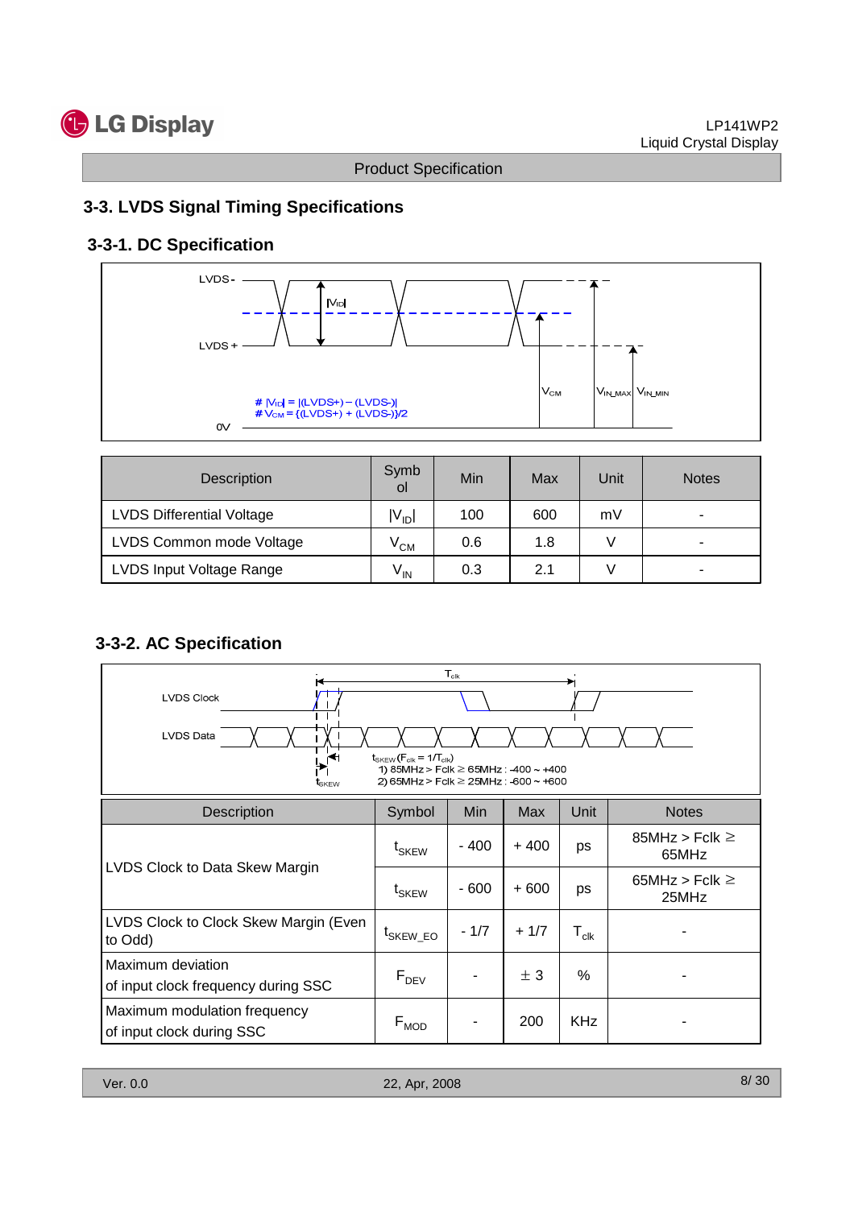## 3-3. LVDS Signal Timing Specifications

### 3-3-1. DC Specification

LVDS -

LVDS +

0V

$|V_{ID}|$

$V_{CM}$

$V_{IN\_MAX}$ $V_{IN\_MIN}$

# $|V_{ID}|$ = |(LVDS+) – (LVDS-)|
# $V_{CM}$ = {(LVDS+) + (LVDS-)}/2

| Description | Symbol | Min | Max | Unit | Notes |
|---|---|---|---|---|---|
| LVDS Differential Voltage | $\|V_{ID}\|$ | 100 | 600 | mV | - |
| LVDS Common mode Voltage | $V_{CM}$ | 0.6 | 1.8 | V | - |
| LVDS Input Voltage Range | $V_{IN}$ | 0.3 | 2.1 | V | - |

### 3-3-2. AC Specification

LVDS Clock

LVDS Data

$T_{clk}$

$t_{SKEW}$

$t_{SKEW}$ ($F_{clk}$ = 1/$T_{clk}$)
1) 85MHz > Fclk ≥ 65MHz : -400 ~ +400
2) 65MHz > Fclk ≥ 25MHz : -600 ~ +600

| Description | Symbol | Min | Max | Unit | Notes |
|---|---|---|---|---|---|
| LVDS Clock to Data Skew Margin | $t_{SKEW}$ | - 400 | + 400 | ps | 85MHz > Fclk ≥ 65MHz |
| | $t_{SKEW}$ | - 600 | + 600 | ps | 65MHz > Fclk ≥ 25MHz |
| LVDS Clock to Clock Skew Margin (Even to Odd) | $t_{SKEW\_EO}$ | - 1/7 | + 1/7 | $T_{clk}$ | - |
| Maximum deviation of input clock frequency during SSC | $F_{DEV}$ | - | ± 3 | % | - |
| Maximum modulation frequency of input clock during SSC | $F_{MOD}$ | - | 200 | KHz | - |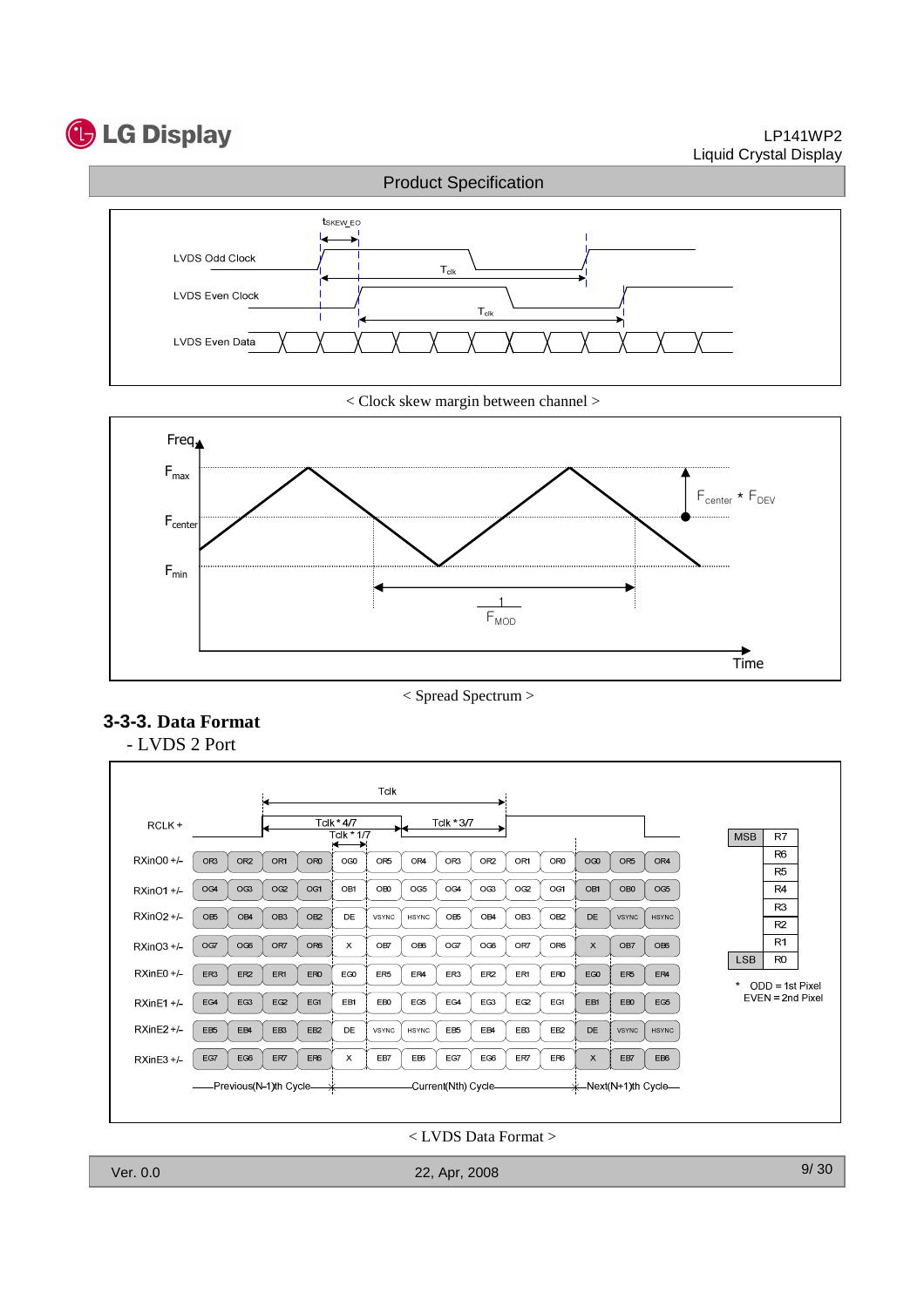< Clock skew margin between channel >

< Spread Spectrum >

### 3-3-3. Data Format

- LVDS 2 Port

| MSB | R7 |
|---|---|
| | R6 |
| | R5 |
| | R4 |
| | R3 |
| | R2 |
| | R1 |
| LSB | R0 |

\* ODD = 1st Pixel
EVEN = 2nd Pixel

< LVDS Data Format >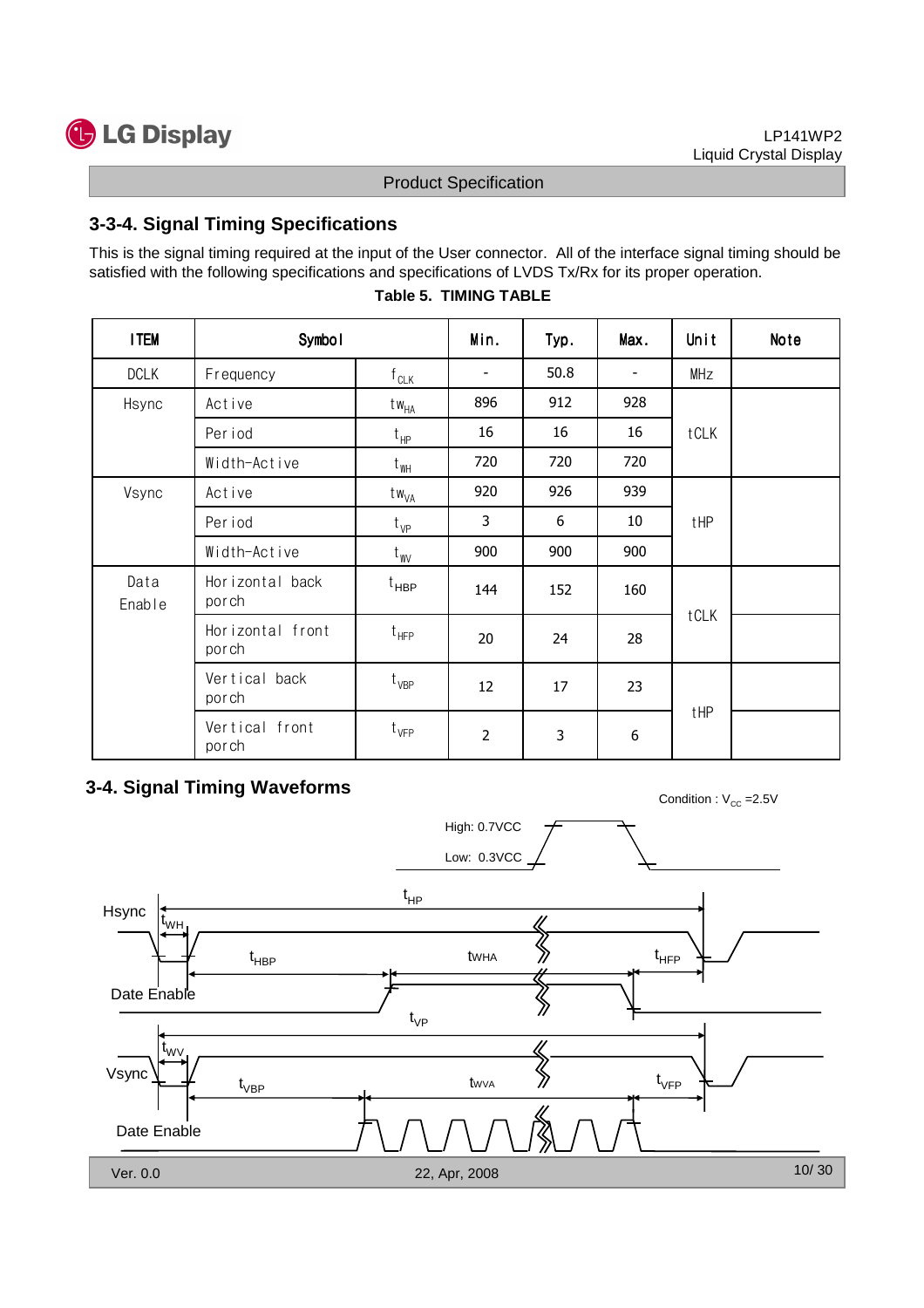### 3-3-4. Signal Timing Specifications

This is the signal timing required at the input of the User connector. All of the interface signal timing should be satisfied with the following specifications and specifications of LVDS Tx/Rx for its proper operation.

**Table 5. TIMING TABLE**

| ITEM | Symbol | | Min. | Typ. | Max. | Unit | Note |
|---|---|---|---|---|---|---|---|
| DCLK | Frequency | $f_{CLK}$ | - | 50.8 | - | MHz | |
| Hsync | Active | $tw_{HA}$ | 896 | 912 | 928 | tCLK | |
| | Period | $t_{HP}$ | 16 | 16 | 16 | | |
| | Width-Active | $t_{WH}$ | 720 | 720 | 720 | | |
| Vsync | Active | $tw_{VA}$ | 920 | 926 | 939 | tHP | |
| | Period | $t_{VP}$ | 3 | 6 | 10 | | |
| | Width-Active | $t_{WV}$ | 900 | 900 | 900 | | |
| Data Enable | Horizontal back porch | $t_{HBP}$ | 144 | 152 | 160 | tCLK | |
| | Horizontal front porch | $t_{HFP}$ | 20 | 24 | 28 | | |
| | Vertical back porch | $t_{VBP}$ | 12 | 17 | 23 | tHP | |
| | Vertical front porch | $t_{VFP}$ | 2 | 3 | 6 | | |

### 3-4. Signal Timing Waveforms

Condition : $V_{CC}$ =2.5V

High: 0.7VCC

Low: 0.3VCC

Hsync — $t_{HP}$, $t_{WH}$, $t_{HBP}$, tWHA, $t_{HFP}$

Date Enable

Vsync — $t_{VP}$, $t_{WV}$, $t_{VBP}$, tWVA, $t_{VFP}$

Date Enable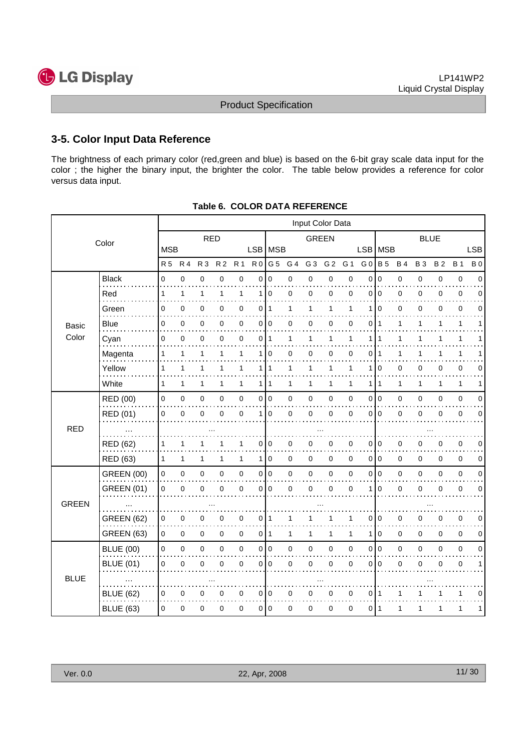## 3-5. Color Input Data Reference

The brightness of each primary color (red,green and blue) is based on the 6-bit gray scale data input for the color ; the higher the binary input, the brighter the color. The table below provides a reference for color versus data input.

**Table 6. COLOR DATA REFERENCE**

| Color | | Input Color Data | | | | | | | | | | | | | | | | | |
|---|---|---|---|---|---|---|---|---|---|---|---|---|---|---|---|---|---|---|---|
| | | RED | | | | | | GREEN | | | | | | BLUE | | | | | |
| | | MSB | | | | | LSB | MSB | | | | | LSB | MSB | | | | | LSB |
| | | R 5 | R 4 | R 3 | R 2 | R 1 | R 0 | G 5 | G 4 | G 3 | G 2 | G 1 | G 0 | B 5 | B 4 | B 3 | B 2 | B 1 | B 0 |
| Basic Color | Black | 0 | 0 | 0 | 0 | 0 | 0 | 0 | 0 | 0 | 0 | 0 | 0 | 0 | 0 | 0 | 0 | 0 | 0 |
| | Red | 1 | 1 | 1 | 1 | 1 | 1 | 0 | 0 | 0 | 0 | 0 | 0 | 0 | 0 | 0 | 0 | 0 | 0 |
| | Green | 0 | 0 | 0 | 0 | 0 | 0 | 1 | 1 | 1 | 1 | 1 | 1 | 0 | 0 | 0 | 0 | 0 | 0 |
| | Blue | 0 | 0 | 0 | 0 | 0 | 0 | 0 | 0 | 0 | 0 | 0 | 0 | 1 | 1 | 1 | 1 | 1 | 1 |
| | Cyan | 0 | 0 | 0 | 0 | 0 | 0 | 1 | 1 | 1 | 1 | 1 | 1 | 1 | 1 | 1 | 1 | 1 | 1 |
| | Magenta | 1 | 1 | 1 | 1 | 1 | 1 | 0 | 0 | 0 | 0 | 0 | 0 | 1 | 1 | 1 | 1 | 1 | 1 |
| | Yellow | 1 | 1 | 1 | 1 | 1 | 1 | 1 | 1 | 1 | 1 | 1 | 1 | 0 | 0 | 0 | 0 | 0 | 0 |
| | White | 1 | 1 | 1 | 1 | 1 | 1 | 1 | 1 | 1 | 1 | 1 | 1 | 1 | 1 | 1 | 1 | 1 | 1 |
| RED | RED (00) | 0 | 0 | 0 | 0 | 0 | 0 | 0 | 0 | 0 | 0 | 0 | 0 | 0 | 0 | 0 | 0 | 0 | 0 |
| | RED (01) | 0 | 0 | 0 | 0 | 0 | 1 | 0 | 0 | 0 | 0 | 0 | 0 | 0 | 0 | 0 | 0 | 0 | 0 |
| | ... | ... | | | | | | ... | | | | | | ... | | | | | |
| | RED (62) | 1 | 1 | 1 | 1 | 1 | 0 | 0 | 0 | 0 | 0 | 0 | 0 | 0 | 0 | 0 | 0 | 0 | 0 |
| | RED (63) | 1 | 1 | 1 | 1 | 1 | 1 | 0 | 0 | 0 | 0 | 0 | 0 | 0 | 0 | 0 | 0 | 0 | 0 |
| GREEN | GREEN (00) | 0 | 0 | 0 | 0 | 0 | 0 | 0 | 0 | 0 | 0 | 0 | 0 | 0 | 0 | 0 | 0 | 0 | 0 |
| | GREEN (01) | 0 | 0 | 0 | 0 | 0 | 0 | 0 | 0 | 0 | 0 | 0 | 1 | 0 | 0 | 0 | 0 | 0 | 0 |
| | ... | ... | | | | | | ... | | | | | | ... | | | | | |
| | GREEN (62) | 0 | 0 | 0 | 0 | 0 | 0 | 1 | 1 | 1 | 1 | 1 | 0 | 0 | 0 | 0 | 0 | 0 | 0 |
| | GREEN (63) | 0 | 0 | 0 | 0 | 0 | 0 | 1 | 1 | 1 | 1 | 1 | 1 | 0 | 0 | 0 | 0 | 0 | 0 |
| BLUE | BLUE (00) | 0 | 0 | 0 | 0 | 0 | 0 | 0 | 0 | 0 | 0 | 0 | 0 | 0 | 0 | 0 | 0 | 0 | 0 |
| | BLUE (01) | 0 | 0 | 0 | 0 | 0 | 0 | 0 | 0 | 0 | 0 | 0 | 0 | 0 | 0 | 0 | 0 | 0 | 1 |
| | ... | ... | | | | | | ... | | | | | | ... | | | | | |
| | BLUE (62) | 0 | 0 | 0 | 0 | 0 | 0 | 0 | 0 | 0 | 0 | 0 | 0 | 1 | 1 | 1 | 1 | 1 | 0 |
| | BLUE (63) | 0 | 0 | 0 | 0 | 0 | 0 | 0 | 0 | 0 | 0 | 0 | 0 | 1 | 1 | 1 | 1 | 1 | 1 |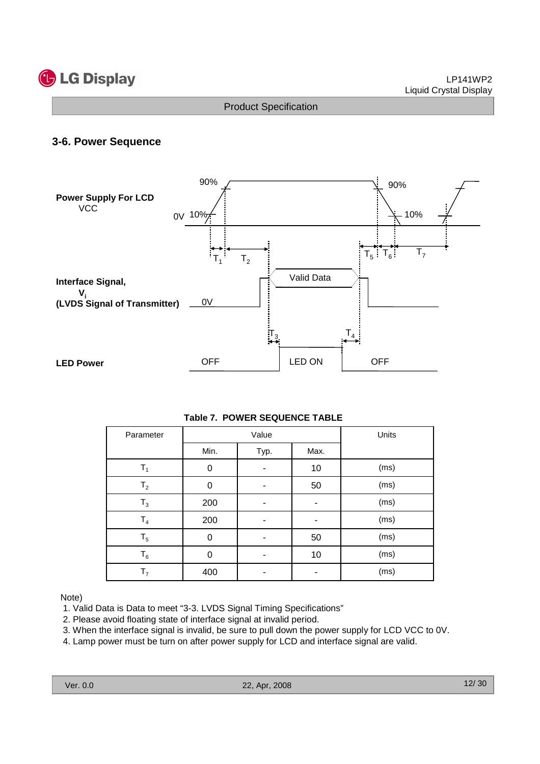## 3-6. Power Sequence

Power Supply For LCD
VCC

90% 90%
0V 10% 10%

$T_1$ $T_2$ $T_5$ $T_6$ $T_7$

Interface Signal,
$V_i$
(LVDS Signal of Transmitter)

0V Valid Data

$T_3$ $T_4$

LED Power

OFF LED ON OFF

**Table 7. POWER SEQUENCE TABLE**

| Parameter | Value | | | Units |
|---|---|---|---|---|
| | Min. | Typ. | Max. | |
| $T_1$ | 0 | - | 10 | (ms) |
| $T_2$ | 0 | - | 50 | (ms) |
| $T_3$ | 200 | - | - | (ms) |
| $T_4$ | 200 | - | - | (ms) |
| $T_5$ | 0 | - | 50 | (ms) |
| $T_6$ | 0 | - | 10 | (ms) |
| $T_7$ | 400 | - | - | (ms) |

Note)

1. Valid Data is Data to meet "3-3. LVDS Signal Timing Specifications"
2. Please avoid floating state of interface signal at invalid period.
3. When the interface signal is invalid, be sure to pull down the power supply for LCD VCC to 0V.
4. Lamp power must be turn on after power supply for LCD and interface signal are valid.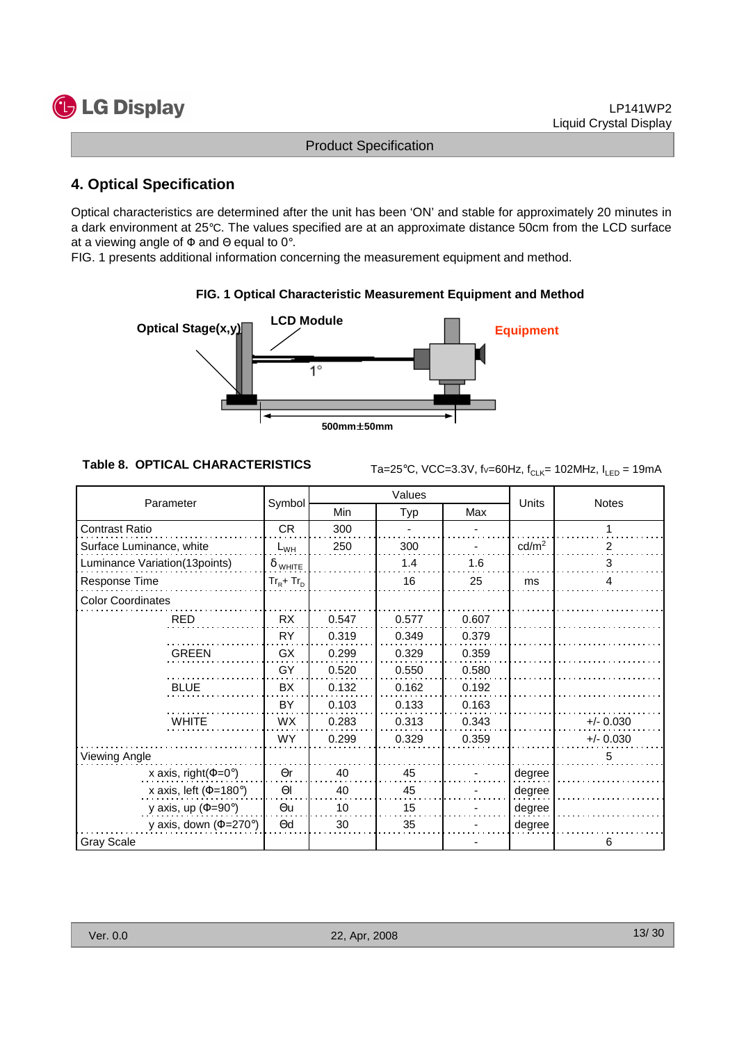## 4. Optical Specification

Optical characteristics are determined after the unit has been 'ON' and stable for approximately 20 minutes in a dark environment at 25℃. The values specified are at an approximate distance 50cm from the LCD surface at a viewing angle of Φ and Θ equal to 0°.

FIG. 1 presents additional information concerning the measurement equipment and method.

**FIG. 1 Optical Characteristic Measurement Equipment and Method**

Optical Stage(x,y) LCD Module Equipment 1° 500mm±50mm

**Table 8. OPTICAL CHARACTERISTICS**

Ta=25℃, VCC=3.3V, fv=60Hz, $f_{CLK}$= 102MHz, $I_{LED}$ = 19mA

| Parameter | | Symbol | Values | | | Units | Notes |
|---|---|---|---|---|---|---|---|
| | | | Min | Typ | Max | | |
| Contrast Ratio | | CR | 300 | - | - | | 1 |
| Surface Luminance, white | | $L_{WH}$ | 250 | 300 | - | $cd/m^2$ | 2 |
| Luminance Variation(13points) | | $\delta_{WHITE}$ | | 1.4 | 1.6 | | 3 |
| Response Time | | $Tr_R + Tr_D$ | | 16 | 25 | ms | 4 |
| Color Coordinates | | | | | | | |
| | RED | RX | 0.547 | 0.577 | 0.607 | | |
| | | RY | 0.319 | 0.349 | 0.379 | | |
| | GREEN | GX | 0.299 | 0.329 | 0.359 | | |
| | | GY | 0.520 | 0.550 | 0.580 | | |
| | BLUE | BX | 0.132 | 0.162 | 0.192 | | |
| | | BY | 0.103 | 0.133 | 0.163 | | |
| | WHITE | WX | 0.283 | 0.313 | 0.343 | | +/- 0.030 |
| | | WY | 0.299 | 0.329 | 0.359 | | +/- 0.030 |
| Viewing Angle | | | | | | | 5 |
| | x axis, right(Φ=0°) | Θr | 40 | 45 | - | degree | |
| | x axis, left (Φ=180°) | Θl | 40 | 45 | - | degree | |
| | y axis, up (Φ=90°) | Θu | 10 | 15 | - | degree | |
| | y axis, down (Φ=270°) | Θd | 30 | 35 | - | degree | |
| Gray Scale | | | | | - | | 6 |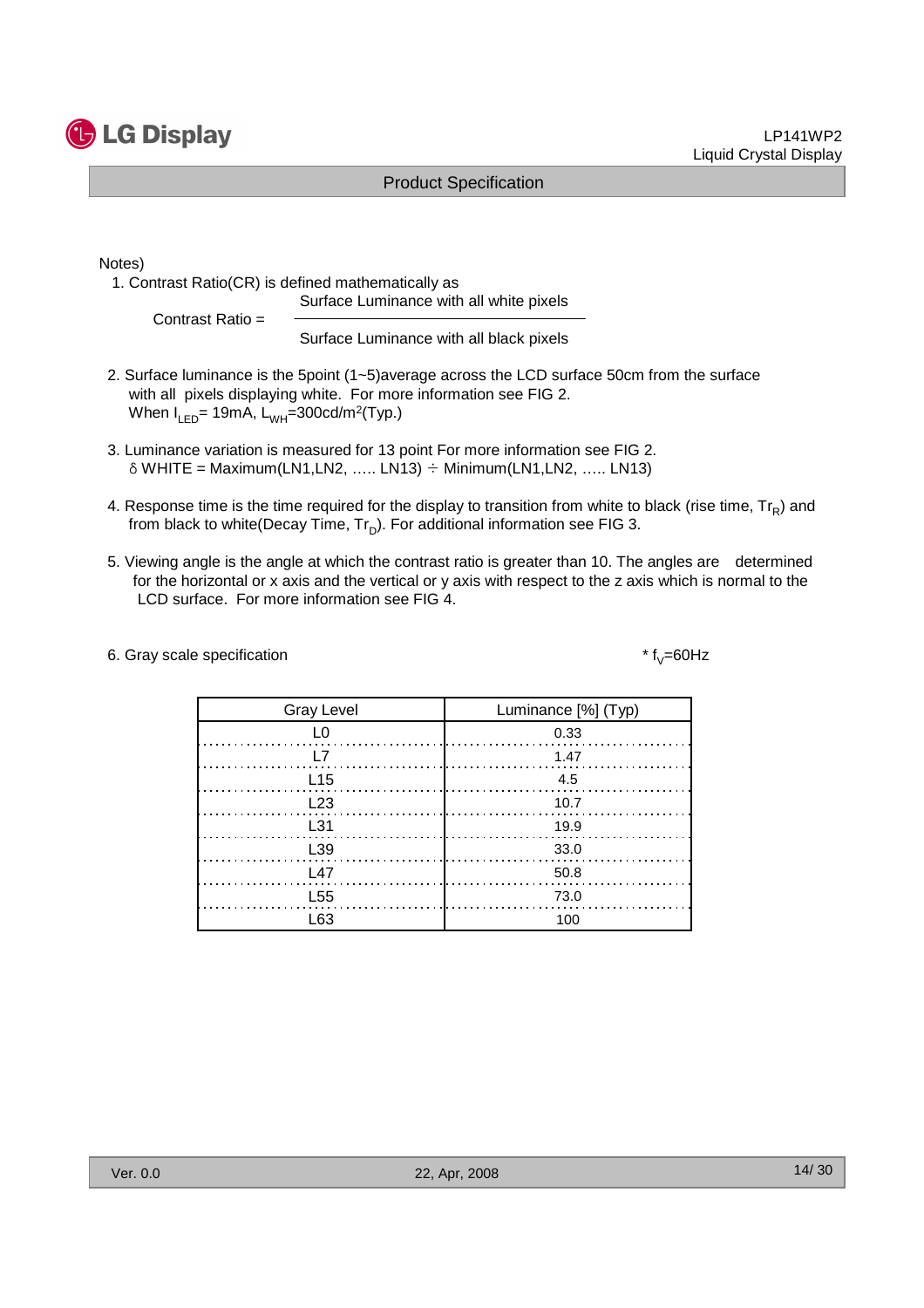Notes)

1. Contrast Ratio(CR) is defined mathematically as

$$\text{Contrast Ratio} = \frac{\text{Surface Luminance with all white pixels}}{\text{Surface Luminance with all black pixels}}$$

2. Surface luminance is the 5point (1~5)average across the LCD surface 50cm from the surface with all pixels displaying white. For more information see FIG 2.
   When $I_{LED}$= 19mA, $L_{WH}$=300cd/m$^2$(Typ.)

3. Luminance variation is measured for 13 point For more information see FIG 2.
   $\delta$ WHITE = Maximum(LN1,LN2, ….. LN13) ÷ Minimum(LN1,LN2, ….. LN13)

4. Response time is the time required for the display to transition from white to black (rise time, $Tr_R$) and from black to white(Decay Time, $Tr_D$). For additional information see FIG 3.

5. Viewing angle is the angle at which the contrast ratio is greater than 10. The angles are determined for the horizontal or x axis and the vertical or y axis with respect to the z axis which is normal to the LCD surface. For more information see FIG 4.

6. Gray scale specification

\* $f_V$=60Hz

| Gray Level | Luminance [%] (Typ) |
|---|---|
| L0 | 0.33 |
| L7 | 1.47 |
| L15 | 4.5 |
| L23 | 10.7 |
| L31 | 19.9 |
| L39 | 33.0 |
| L47 | 50.8 |
| L55 | 73.0 |
| L63 | 100 |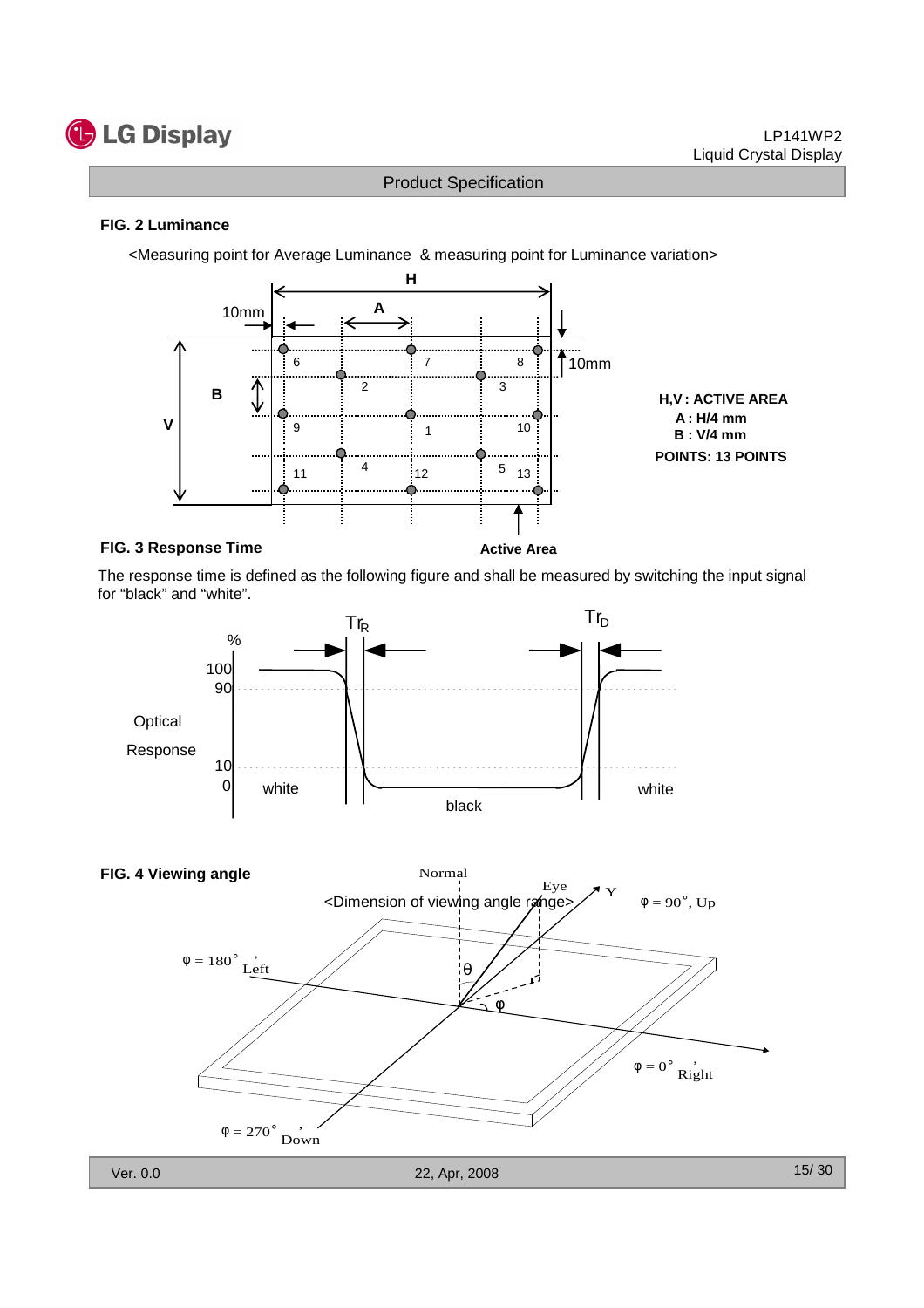**FIG. 2 Luminance**

<Measuring point for Average Luminance & measuring point for Luminance variation>

H

A

10mm

10mm

B

V

6 7 8

2 3

9 1 10

4 5

11 12 13

Active Area

**H,V : ACTIVE AREA**

**A : H/4 mm**

**B : V/4 mm**

**POINTS: 13 POINTS**

**FIG. 3 Response Time**

The response time is defined as the following figure and shall be measured by switching the input signal for "black" and "white".

$Tr_R$ $Tr_D$

%

100

90

Optical Response

10

0

white black white

**FIG. 4 Viewing angle**

<Dimension of viewing angle range>

Normal

Eye

Y

θ

φ

φ = 90°, Up

φ = 180°, Left

φ = 0°, Right

φ = 270°, Down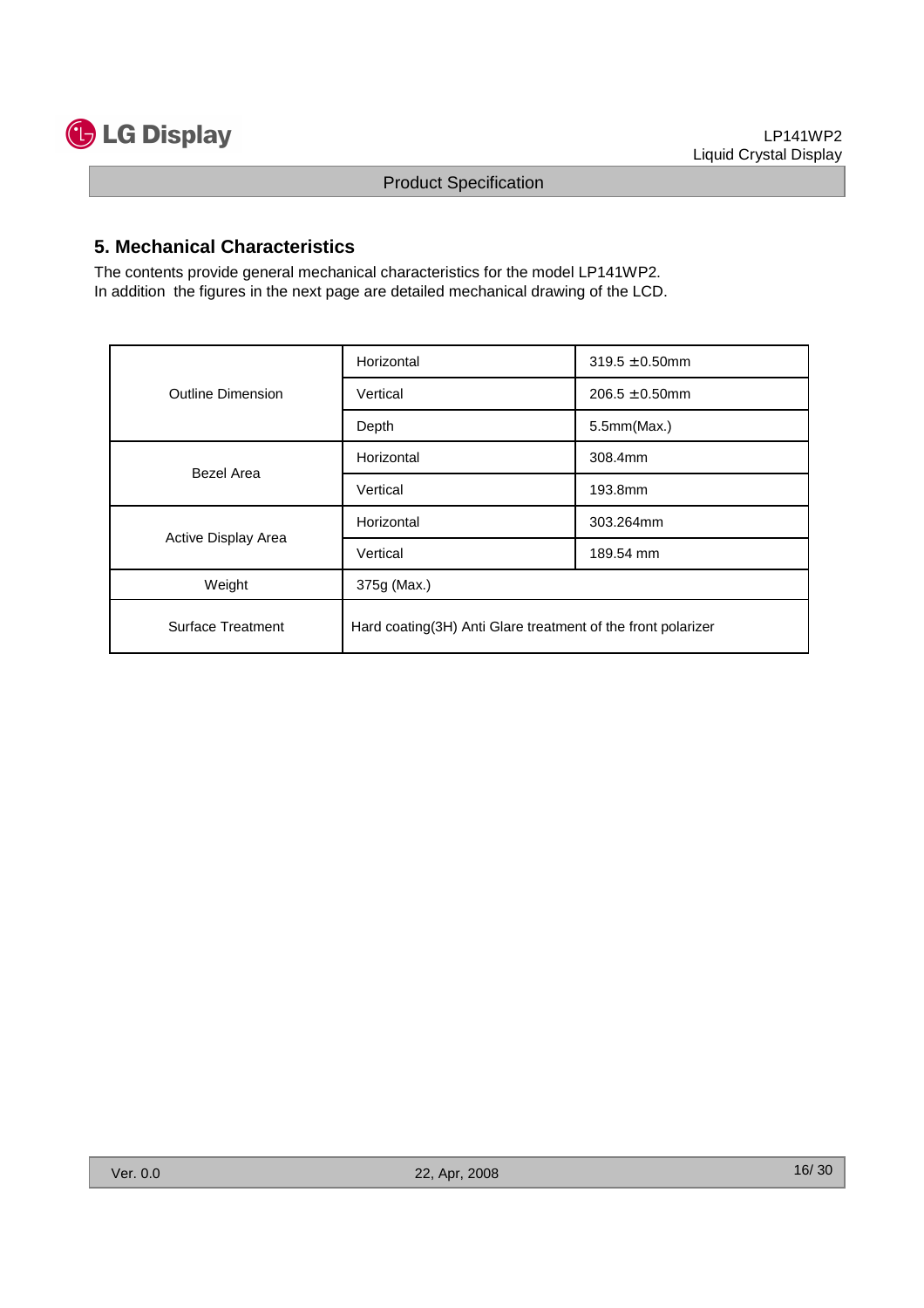## 5. Mechanical Characteristics

The contents provide general mechanical characteristics for the model LP141WP2.
In addition the figures in the next page are detailed mechanical drawing of the LCD.

| | | |
|---|---|---|
| Outline Dimension | Horizontal | 319.5 ±0.50mm |
| | Vertical | 206.5 ±0.50mm |
| | Depth | 5.5mm(Max.) |
| Bezel Area | Horizontal | 308.4mm |
| | Vertical | 193.8mm |
| Active Display Area | Horizontal | 303.264mm |
| | Vertical | 189.54 mm |
| Weight | 375g (Max.) | |
| Surface Treatment | Hard coating(3H) Anti Glare treatment of the front polarizer | |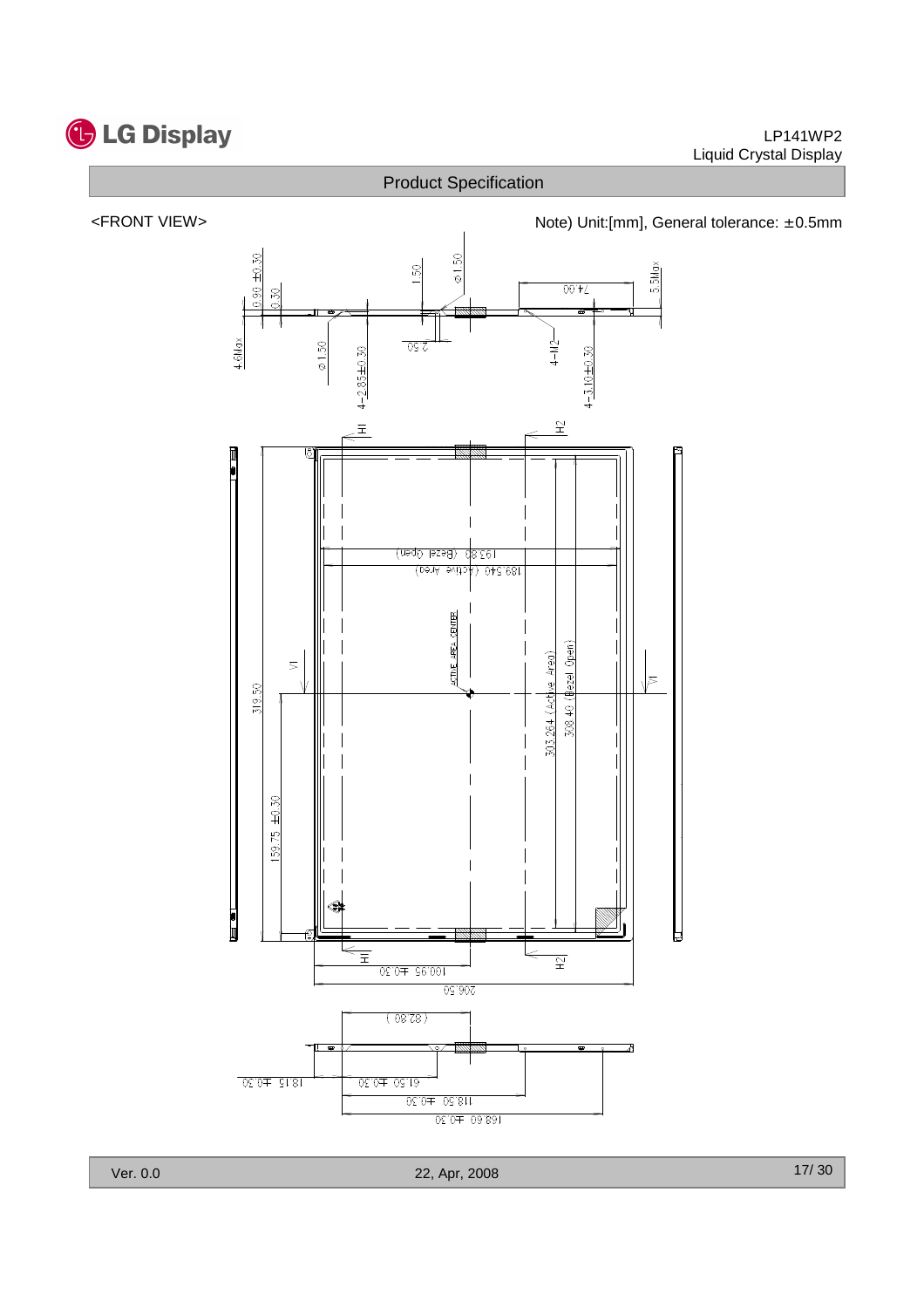# Product Specification

<FRONT VIEW>

Note) Unit:[mm], General tolerance: ±0.5mm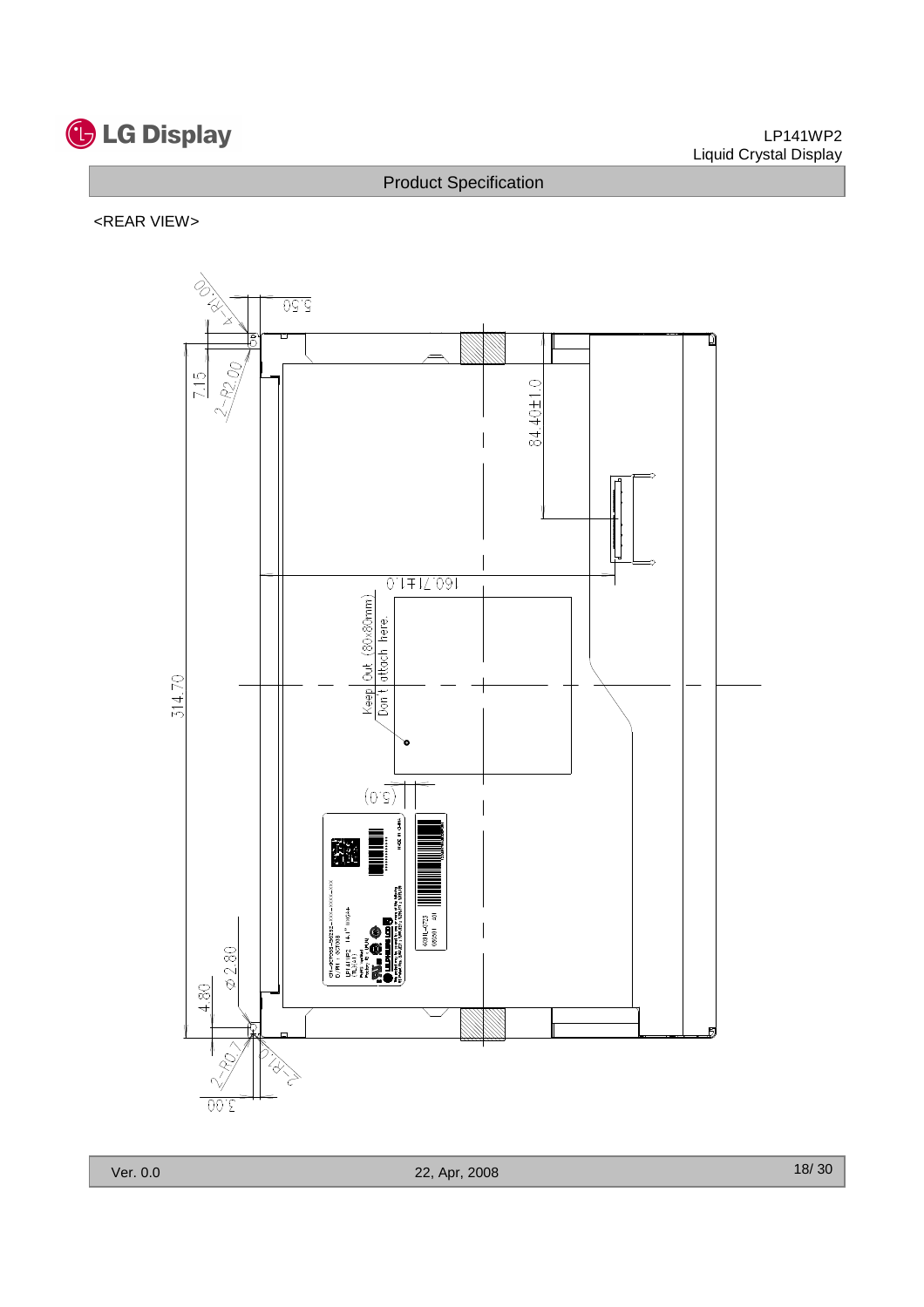Product Specification

<REAR VIEW>

4-R1.00

6.50

7.15

2-R2.00

84.40±1.0

160.71±1.0

Keep Out (80x80mm)

Don't attach here.

314.70

(5.0)

4.80

Φ2.80

2-R0.7

2-R1.0

3.00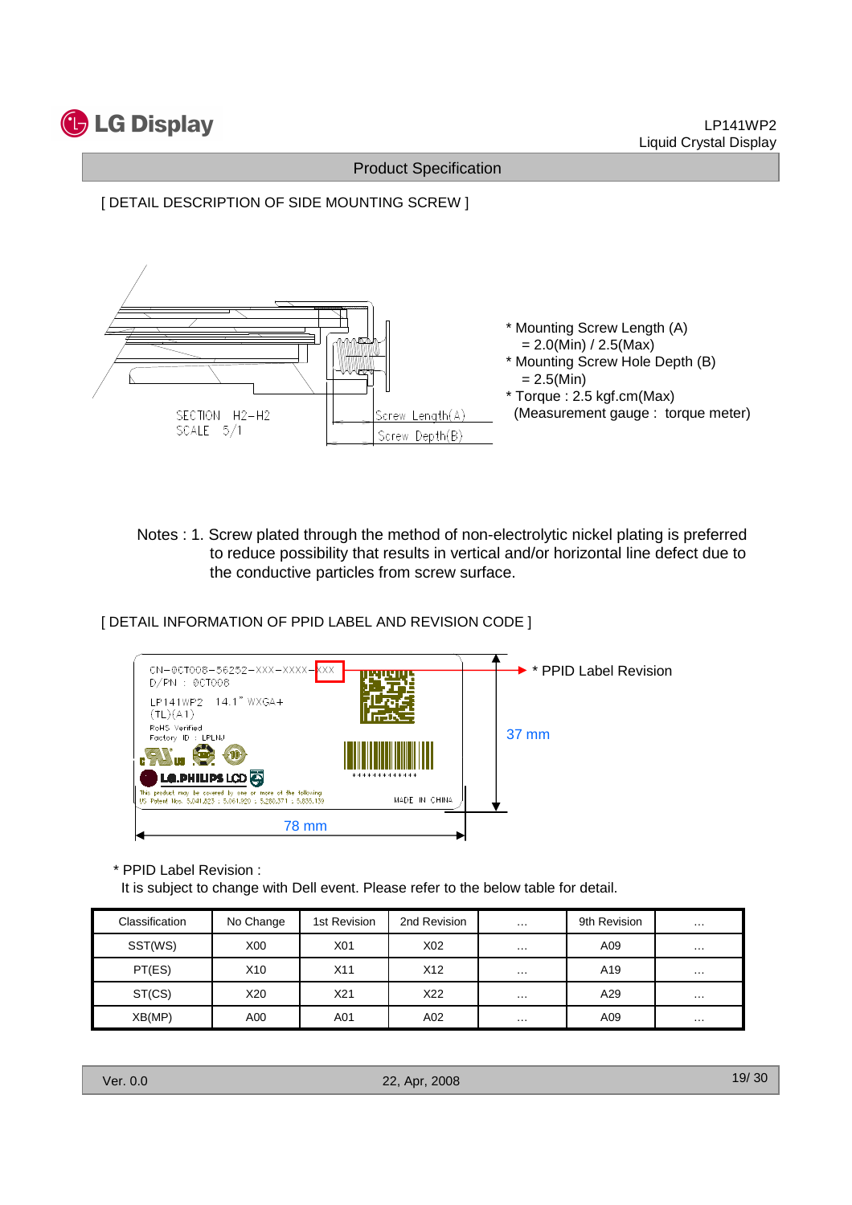[ DETAIL DESCRIPTION OF SIDE MOUNTING SCREW ]

SECTION H2–H2
SCALE 5/1

Screw Length(A)
Screw Depth(B)

* Mounting Screw Length (A)
  = 2.0(Min) / 2.5(Max)
* Mounting Screw Hole Depth (B)
  = 2.5(Min)
* Torque : 2.5 kgf.cm(Max)
  (Measurement gauge : torque meter)

Notes : 1. Screw plated through the method of non-electrolytic nickel plating is preferred to reduce possibility that results in vertical and/or horizontal line defect due to the conductive particles from screw surface.

[ DETAIL INFORMATION OF PPID LABEL AND REVISION CODE ]

CN–0CT008–56252–XXX–XXXX–XXX
D/PN : 0CT008
LP141WP2 14.1" WXGA+
(TL)(A1)
RoHS Verified
Factory ID : LPLNJ
LG.PHILIPS LCD
This product may be covered by one or more of the following US Patent Nos. 5,041,823 ; 5,061,920 ; 5,280,371 ; 5,835,139
MADE IN CHINA

* PPID Label Revision

37 mm

78 mm

* PPID Label Revision :
  It is subject to change with Dell event. Please refer to the below table for detail.

| Classification | No Change | 1st Revision | 2nd Revision | … | 9th Revision | … |
|---|---|---|---|---|---|---|
| SST(WS) | X00 | X01 | X02 | … | A09 | … |
| PT(ES) | X10 | X11 | X12 | … | A19 | … |
| ST(CS) | X20 | X21 | X22 | … | A29 | … |
| XB(MP) | A00 | A01 | A02 | … | A09 | … |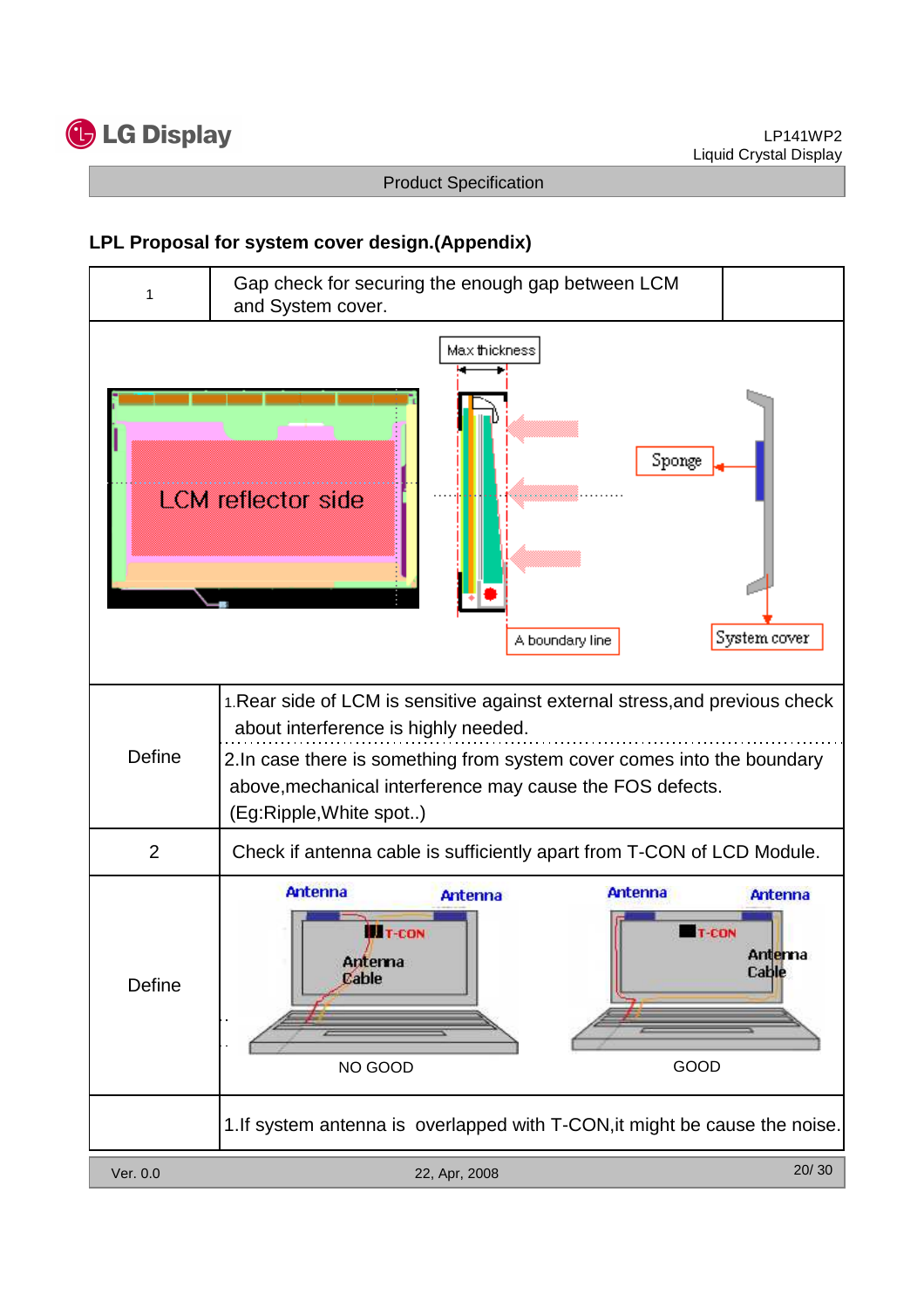## LPL Proposal for system cover design.(Appendix)

| 1 | Gap check for securing the enough gap between LCM and System cover. |
|---|---|
| Define | 1.Rear side of LCM is sensitive against external stress,and previous check about interference is highly needed.<br>2.In case there is something from system cover comes into the boundary above,mechanical interference may cause the FOS defects. (Eg:Ripple,White spot..) |
| 2 | Check if antenna cable is sufficiently apart from T-CON of LCD Module. |
| Define | NO GOOD / GOOD |
| | 1.If system antenna is overlapped with T-CON,it might be cause the noise. |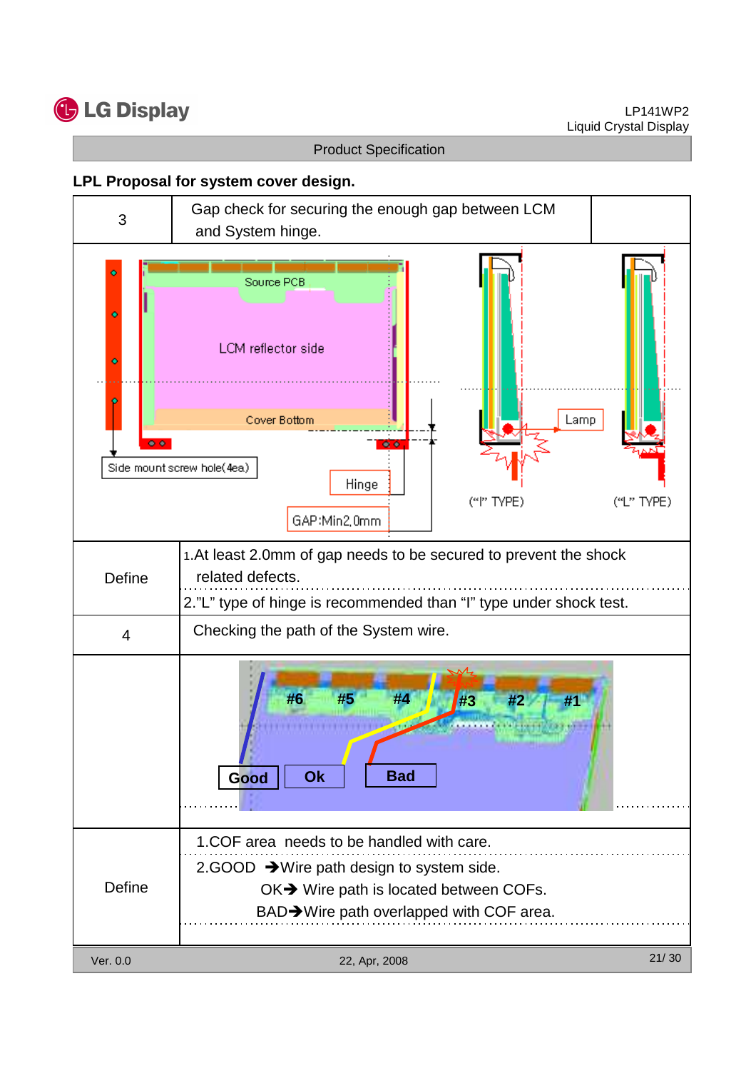## LPL Proposal for system cover design.

| 3 | Gap check for securing the enough gap between LCM and System hinge. |
|---|---|
| | Source PCB<br>LCM reflector side<br>Cover Bottom<br>Side mount screw hole(4ea)<br>Hinge<br>GAP:Min2.0mm<br>Lamp<br>("I" TYPE)<br>("L" TYPE) |
| Define | 1.At least 2.0mm of gap needs to be secured to prevent the shock related defects.<br>2."L" type of hinge is recommended than "I" type under shock test. |
| 4 | Checking the path of the System wire. |
| | #6 #5 #4 #3 #2 #1<br>Good Ok Bad |
| Define | 1.COF area needs to be handled with care.<br>2.GOOD ➔Wire path design to system side.<br>OK➔ Wire path is located between COFs.<br>BAD➔Wire path overlapped with COF area. |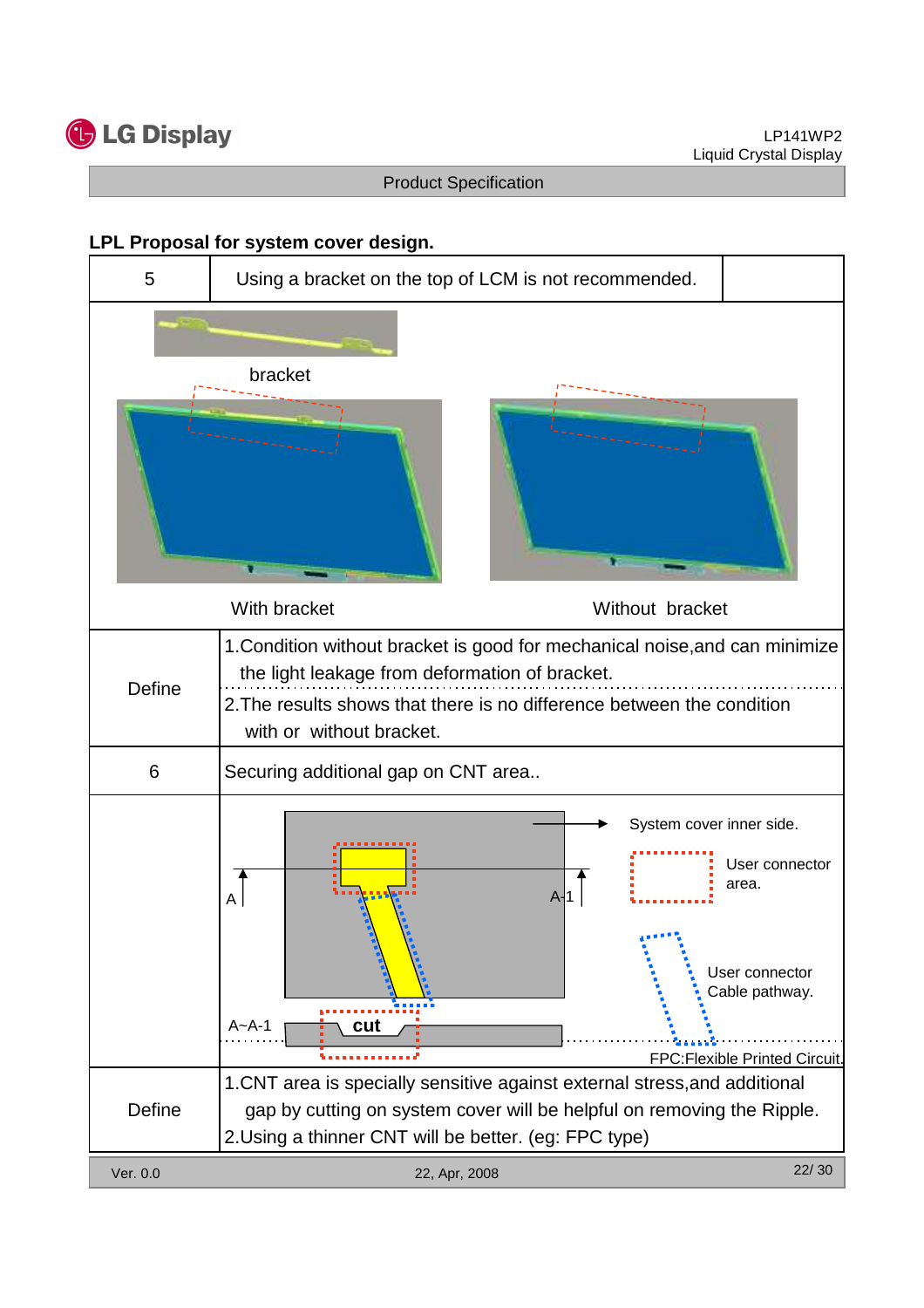## LPL Proposal for system cover design.

| 5 | Using a bracket on the top of LCM is not recommended. |
|---|---|
| | bracket<br><br>With bracket &nbsp;&nbsp;&nbsp;&nbsp;&nbsp;&nbsp;&nbsp;&nbsp; Without bracket |
| Define | 1.Condition without bracket is good for mechanical noise,and can minimize the light leakage from deformation of bracket.<br>2.The results shows that there is no difference between the condition with or without bracket. |
| 6 | Securing additional gap on CNT area.. |
| | System cover inner side.<br>User connector area.<br>User connector Cable pathway.<br>A &nbsp; A-1 &nbsp; A~A-1 &nbsp; cut<br>FPC:Flexible Printed Circuit. |
| Define | 1.CNT area is specially sensitive against external stress,and additional gap by cutting on system cover will be helpful on removing the Ripple.<br>2.Using a thinner CNT will be better. (eg: FPC type) |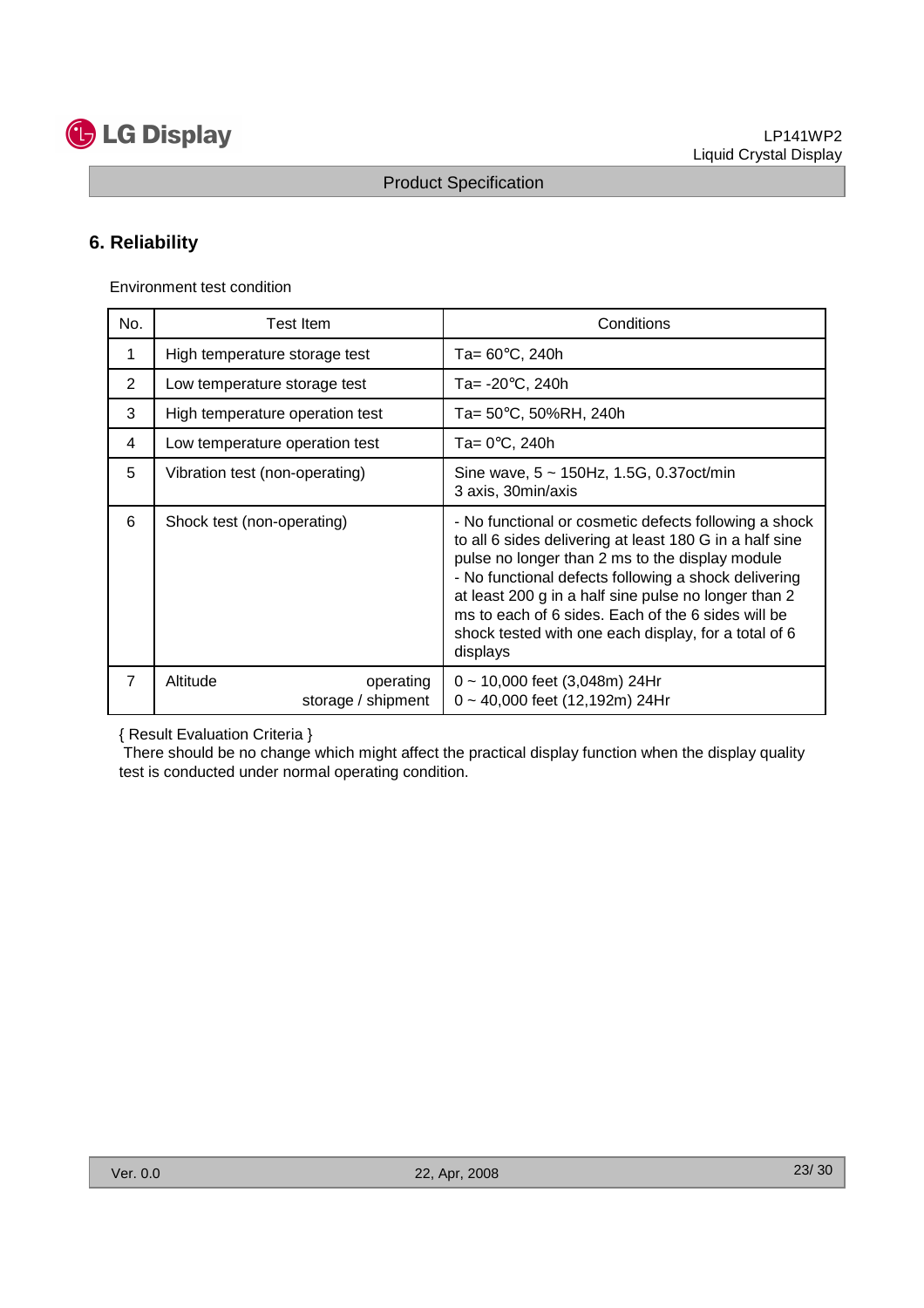## 6. Reliability

Environment test condition

| No. | Test Item | Conditions |
|---|---|---|
| 1 | High temperature storage test | Ta= 60°C, 240h |
| 2 | Low temperature storage test | Ta= -20°C, 240h |
| 3 | High temperature operation test | Ta= 50°C, 50%RH, 240h |
| 4 | Low temperature operation test | Ta= 0°C, 240h |
| 5 | Vibration test (non-operating) | Sine wave, 5 ~ 150Hz, 1.5G, 0.37oct/min<br>3 axis, 30min/axis |
| 6 | Shock test (non-operating) | - No functional or cosmetic defects following a shock to all 6 sides delivering at least 180 G in a half sine pulse no longer than 2 ms to the display module<br>- No functional defects following a shock delivering at least 200 g in a half sine pulse no longer than 2 ms to each of 6 sides. Each of the 6 sides will be shock tested with one each display, for a total of 6 displays |
| 7 | Altitude operating<br>storage / shipment | 0 ~ 10,000 feet (3,048m) 24Hr<br>0 ~ 40,000 feet (12,192m) 24Hr |

{ Result Evaluation Criteria }
There should be no change which might affect the practical display function when the display quality test is conducted under normal operating condition.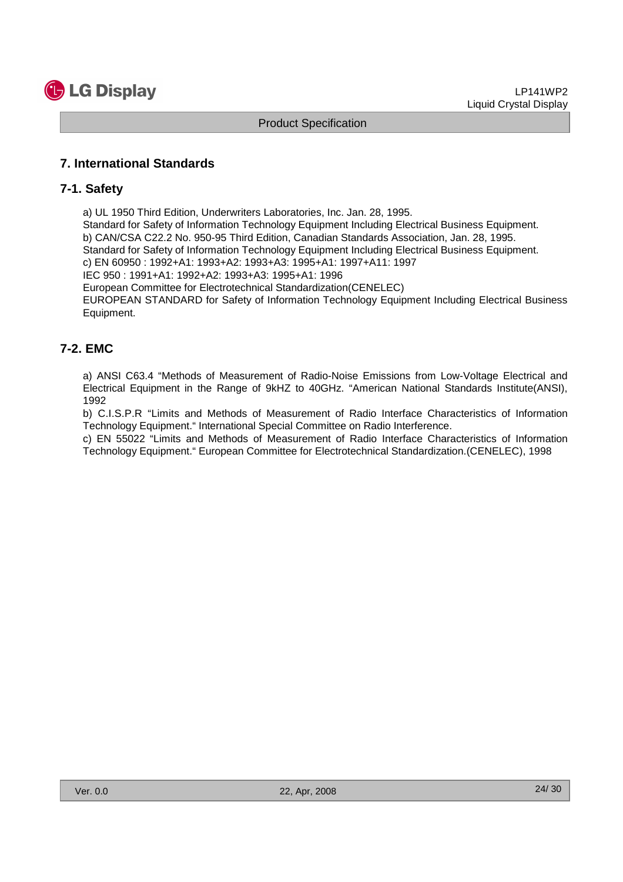## 7. International Standards

### 7-1. Safety

a) UL 1950 Third Edition, Underwriters Laboratories, Inc. Jan. 28, 1995.
Standard for Safety of Information Technology Equipment Including Electrical Business Equipment.
b) CAN/CSA C22.2 No. 950-95 Third Edition, Canadian Standards Association, Jan. 28, 1995.
Standard for Safety of Information Technology Equipment Including Electrical Business Equipment.
c) EN 60950 : 1992+A1: 1993+A2: 1993+A3: 1995+A1: 1997+A11: 1997
IEC 950 : 1991+A1: 1992+A2: 1993+A3: 1995+A1: 1996
European Committee for Electrotechnical Standardization(CENELEC)
EUROPEAN STANDARD for Safety of Information Technology Equipment Including Electrical Business Equipment.

### 7-2. EMC

a) ANSI C63.4 "Methods of Measurement of Radio-Noise Emissions from Low-Voltage Electrical and Electrical Equipment in the Range of 9kHZ to 40GHz. "American National Standards Institute(ANSI), 1992
b) C.I.S.P.R "Limits and Methods of Measurement of Radio Interface Characteristics of Information Technology Equipment." International Special Committee on Radio Interference.
c) EN 55022 "Limits and Methods of Measurement of Radio Interface Characteristics of Information Technology Equipment." European Committee for Electrotechnical Standardization.(CENELEC), 1998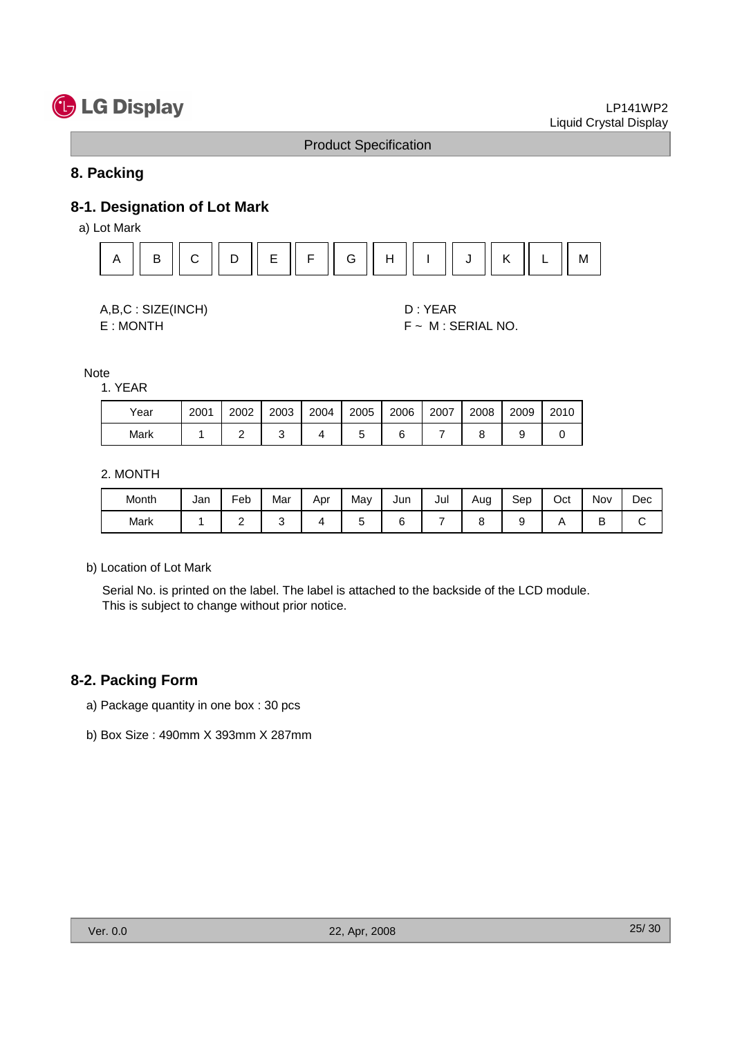## 8. Packing

### 8-1. Designation of Lot Mark

a) Lot Mark

| A | B | C | D | E | F | G | H | I | J | K | L | M |
|---|---|---|---|---|---|---|---|---|---|---|---|---|

A,B,C : SIZE(INCH)

D : YEAR

E : MONTH

F ~ M : SERIAL NO.

Note

1. YEAR

| Year | 2001 | 2002 | 2003 | 2004 | 2005 | 2006 | 2007 | 2008 | 2009 | 2010 |
|---|---|---|---|---|---|---|---|---|---|---|
| Mark | 1 | 2 | 3 | 4 | 5 | 6 | 7 | 8 | 9 | 0 |

2. MONTH

| Month | Jan | Feb | Mar | Apr | May | Jun | Jul | Aug | Sep | Oct | Nov | Dec |
|---|---|---|---|---|---|---|---|---|---|---|---|---|
| Mark | 1 | 2 | 3 | 4 | 5 | 6 | 7 | 8 | 9 | A | B | C |

b) Location of Lot Mark

Serial No. is printed on the label. The label is attached to the backside of the LCD module.
This is subject to change without prior notice.

### 8-2. Packing Form

a) Package quantity in one box : 30 pcs

b) Box Size : 490mm X 393mm X 287mm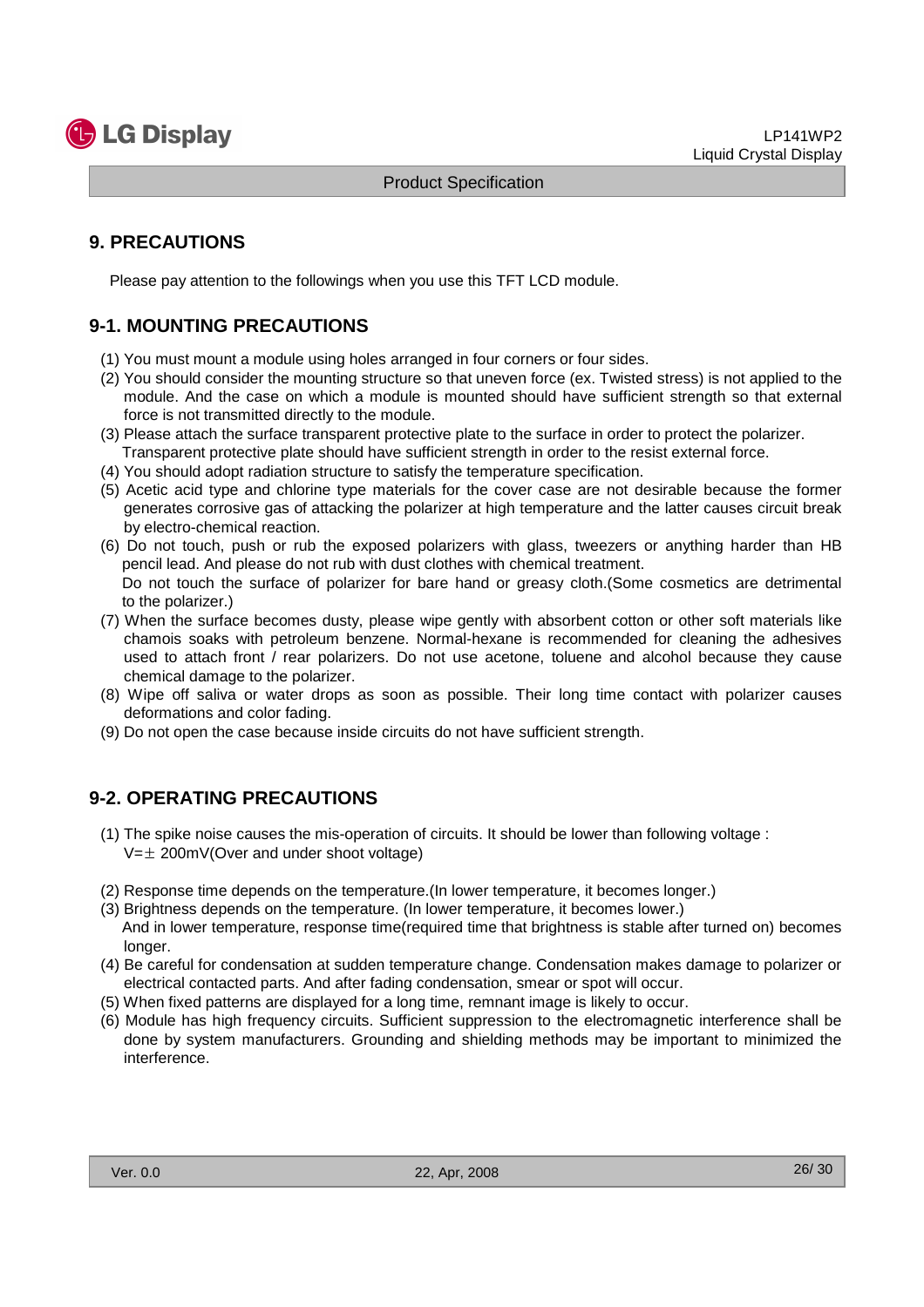## 9. PRECAUTIONS

Please pay attention to the followings when you use this TFT LCD module.

### 9-1. MOUNTING PRECAUTIONS

(1) You must mount a module using holes arranged in four corners or four sides.
(2) You should consider the mounting structure so that uneven force (ex. Twisted stress) is not applied to the module. And the case on which a module is mounted should have sufficient strength so that external force is not transmitted directly to the module.
(3) Please attach the surface transparent protective plate to the surface in order to protect the polarizer. Transparent protective plate should have sufficient strength in order to the resist external force.
(4) You should adopt radiation structure to satisfy the temperature specification.
(5) Acetic acid type and chlorine type materials for the cover case are not desirable because the former generates corrosive gas of attacking the polarizer at high temperature and the latter causes circuit break by electro-chemical reaction.
(6) Do not touch, push or rub the exposed polarizers with glass, tweezers or anything harder than HB pencil lead. And please do not rub with dust clothes with chemical treatment.
Do not touch the surface of polarizer for bare hand or greasy cloth.(Some cosmetics are detrimental to the polarizer.)
(7) When the surface becomes dusty, please wipe gently with absorbent cotton or other soft materials like chamois soaks with petroleum benzene. Normal-hexane is recommended for cleaning the adhesives used to attach front / rear polarizers. Do not use acetone, toluene and alcohol because they cause chemical damage to the polarizer.
(8) Wipe off saliva or water drops as soon as possible. Their long time contact with polarizer causes deformations and color fading.
(9) Do not open the case because inside circuits do not have sufficient strength.

### 9-2. OPERATING PRECAUTIONS

(1) The spike noise causes the mis-operation of circuits. It should be lower than following voltage :
V=± 200mV(Over and under shoot voltage)

(2) Response time depends on the temperature.(In lower temperature, it becomes longer.)
(3) Brightness depends on the temperature. (In lower temperature, it becomes lower.)
And in lower temperature, response time(required time that brightness is stable after turned on) becomes longer.
(4) Be careful for condensation at sudden temperature change. Condensation makes damage to polarizer or electrical contacted parts. And after fading condensation, smear or spot will occur.
(5) When fixed patterns are displayed for a long time, remnant image is likely to occur.
(6) Module has high frequency circuits. Sufficient suppression to the electromagnetic interference shall be done by system manufacturers. Grounding and shielding methods may be important to minimized the interference.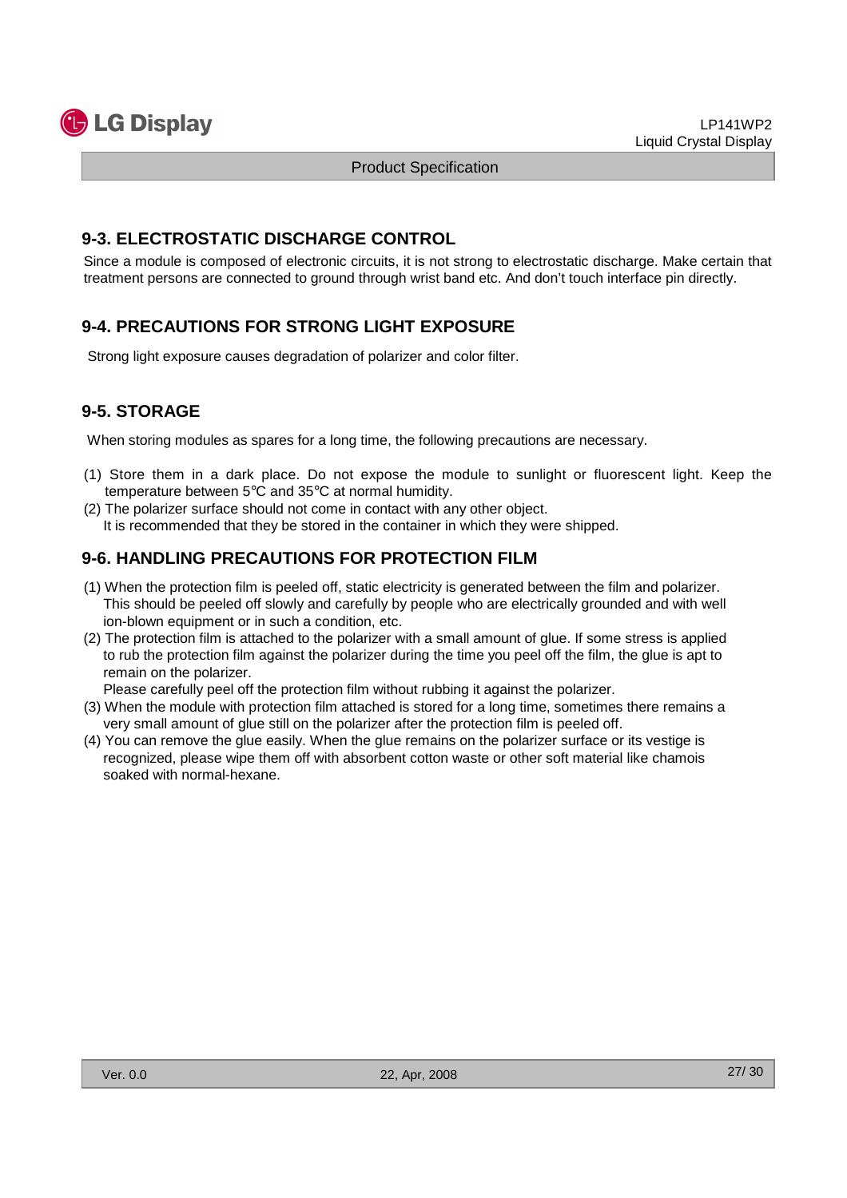## 9-3. ELECTROSTATIC DISCHARGE CONTROL

Since a module is composed of electronic circuits, it is not strong to electrostatic discharge. Make certain that treatment persons are connected to ground through wrist band etc. And don't touch interface pin directly.

## 9-4. PRECAUTIONS FOR STRONG LIGHT EXPOSURE

Strong light exposure causes degradation of polarizer and color filter.

## 9-5. STORAGE

When storing modules as spares for a long time, the following precautions are necessary.

(1) Store them in a dark place. Do not expose the module to sunlight or fluorescent light. Keep the temperature between 5℃ and 35℃ at normal humidity.

(2) The polarizer surface should not come in contact with any other object.
It is recommended that they be stored in the container in which they were shipped.

## 9-6. HANDLING PRECAUTIONS FOR PROTECTION FILM

(1) When the protection film is peeled off, static electricity is generated between the film and polarizer. This should be peeled off slowly and carefully by people who are electrically grounded and with well ion-blown equipment or in such a condition, etc.

(2) The protection film is attached to the polarizer with a small amount of glue. If some stress is applied to rub the protection film against the polarizer during the time you peel off the film, the glue is apt to remain on the polarizer.
Please carefully peel off the protection film without rubbing it against the polarizer.

(3) When the module with protection film attached is stored for a long time, sometimes there remains a very small amount of glue still on the polarizer after the protection film is peeled off.

(4) You can remove the glue easily. When the glue remains on the polarizer surface or its vestige is recognized, please wipe them off with absorbent cotton waste or other soft material like chamois soaked with normal-hexane.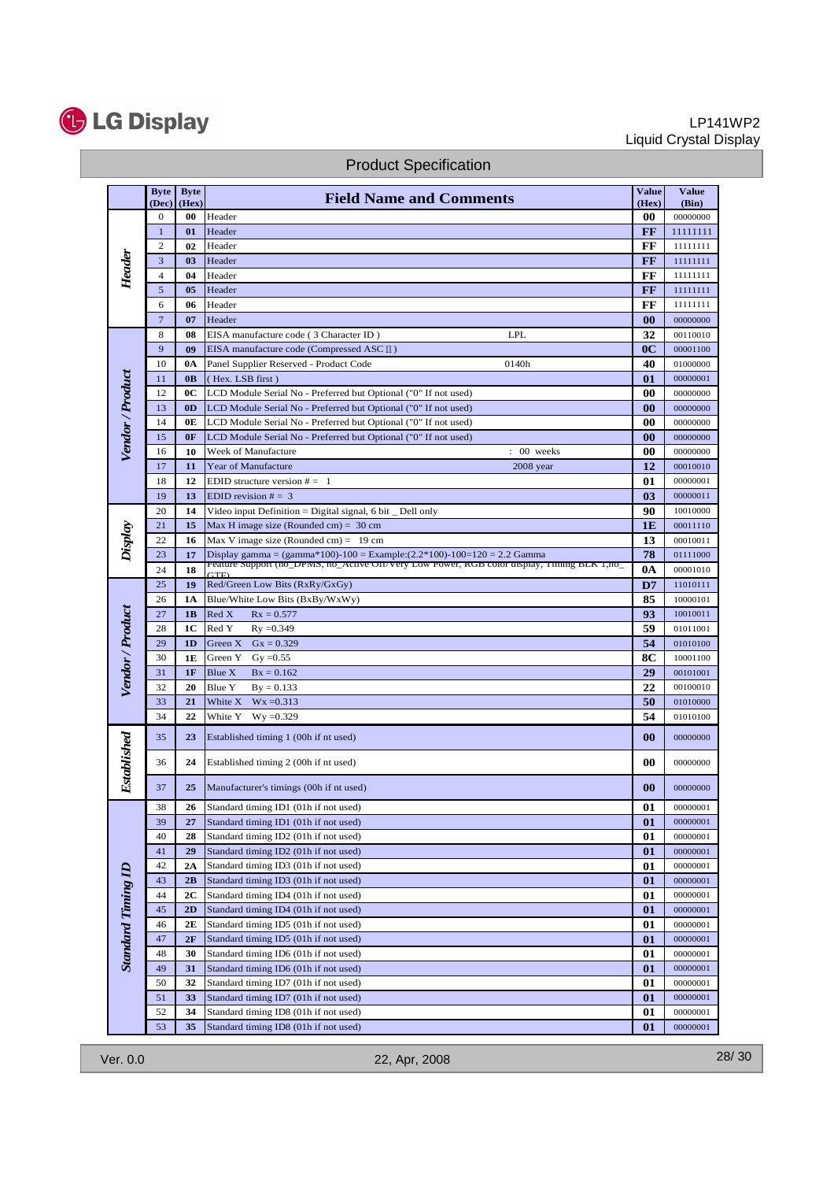## Product Specification

| | Byte (Dec) | Byte (Hex) | Field Name and Comments | Value (Hex) | Value (Bin) |
|---|---|---|---|---|---|
| *Header* | 0 | 00 | Header | 00 | 00000000 |
| | 1 | 01 | Header | FF | 11111111 |
| | 2 | 02 | Header | FF | 11111111 |
| | 3 | 03 | Header | FF | 11111111 |
| | 4 | 04 | Header | FF | 11111111 |
| | 5 | 05 | Header | FF | 11111111 |
| | 6 | 06 | Header | FF | 11111111 |
| | 7 | 07 | Header | 00 | 00000000 |
| *Vendor / Product* | 8 | 08 | EISA manufacture code ( 3 Character ID ) LPL | 32 | 00110010 |
| | 9 | 09 | EISA manufacture code (Compressed ASCⅡ) | 0C | 00001100 |
| | 10 | 0A | Panel Supplier Reserved - Product Code 0140h | 40 | 01000000 |
| | 11 | 0B | ( Hex. LSB first ) | 01 | 00000001 |
| | 12 | 0C | LCD Module Serial No - Preferred but Optional ("0" If not used) | 00 | 00000000 |
| | 13 | 0D | LCD Module Serial No - Preferred but Optional ("0" If not used) | 00 | 00000000 |
| | 14 | 0E | LCD Module Serial No - Preferred but Optional ("0" If not used) | 00 | 00000000 |
| | 15 | 0F | LCD Module Serial No - Preferred but Optional ("0" If not used) | 00 | 00000000 |
| | 16 | 10 | Week of Manufacture : 00 weeks | 00 | 00000000 |
| | 17 | 11 | Year of Manufacture 2008 year | 12 | 00010010 |
| | 18 | 12 | EDID structure version # = 1 | 01 | 00000001 |
| | 19 | 13 | EDID revision # = 3 | 03 | 00000011 |
| *Display* | 20 | 14 | Video input Definition = Digital signal, 6 bit _ Dell only | 90 | 10010000 |
| | 21 | 15 | Max H image size (Rounded cm) = 30 cm | 1E | 00011110 |
| | 22 | 16 | Max V image size (Rounded cm) = 19 cm | 13 | 00010011 |
| | 23 | 17 | Display gamma = (gamma*100)-100 = Example:(2.2*100)-100=120 = 2.2 Gamma | 78 | 01111000 |
| | 24 | 18 | Feature Support (no_DPMS, no_Active Off/Very Low Power, RGB color display, Timing BLK 1,no_GTF) | 0A | 00001010 |
| *Vendor / Product* | 25 | 19 | Red/Green Low Bits (RxRy/GxGy) | D7 | 11010111 |
| | 26 | 1A | Blue/White Low Bits (BxBy/WxWy) | 85 | 10000101 |
| | 27 | 1B | Red X Rx = 0.577 | 93 | 10010011 |
| | 28 | 1C | Red Y Ry =0.349 | 59 | 01011001 |
| | 29 | 1D | Green X Gx = 0.329 | 54 | 01010100 |
| | 30 | 1E | Green Y Gy =0.55 | 8C | 10001100 |
| | 31 | 1F | Blue X Bx = 0.162 | 29 | 00101001 |
| | 32 | 20 | Blue Y By = 0.133 | 22 | 00100010 |
| | 33 | 21 | White X Wx =0.313 | 50 | 01010000 |
| | 34 | 22 | White Y Wy =0.329 | 54 | 01010100 |
| *Established* | 35 | 23 | Established timing 1 (00h if nt used) | 00 | 00000000 |
| | 36 | 24 | Established timing 2 (00h if nt used) | 00 | 00000000 |
| | 37 | 25 | Manufacturer's timings (00h if nt used) | 00 | 00000000 |
| *Standard Timing ID* | 38 | 26 | Standard timing ID1 (01h if not used) | 01 | 00000001 |
| | 39 | 27 | Standard timing ID1 (01h if not used) | 01 | 00000001 |
| | 40 | 28 | Standard timing ID2 (01h if not used) | 01 | 00000001 |
| | 41 | 29 | Standard timing ID2 (01h if not used) | 01 | 00000001 |
| | 42 | 2A | Standard timing ID3 (01h if not used) | 01 | 00000001 |
| | 43 | 2B | Standard timing ID3 (01h if not used) | 01 | 00000001 |
| | 44 | 2C | Standard timing ID4 (01h if not used) | 01 | 00000001 |
| | 45 | 2D | Standard timing ID4 (01h if not used) | 01 | 00000001 |
| | 46 | 2E | Standard timing ID5 (01h if not used) | 01 | 00000001 |
| | 47 | 2F | Standard timing ID5 (01h if not used) | 01 | 00000001 |
| | 48 | 30 | Standard timing ID6 (01h if not used) | 01 | 00000001 |
| | 49 | 31 | Standard timing ID6 (01h if not used) | 01 | 00000001 |
| | 50 | 32 | Standard timing ID7 (01h if not used) | 01 | 00000001 |
| | 51 | 33 | Standard timing ID7 (01h if not used) | 01 | 00000001 |
| | 52 | 34 | Standard timing ID8 (01h if not used) | 01 | 00000001 |
| | 53 | 35 | Standard timing ID8 (01h if not used) | 01 | 00000001 |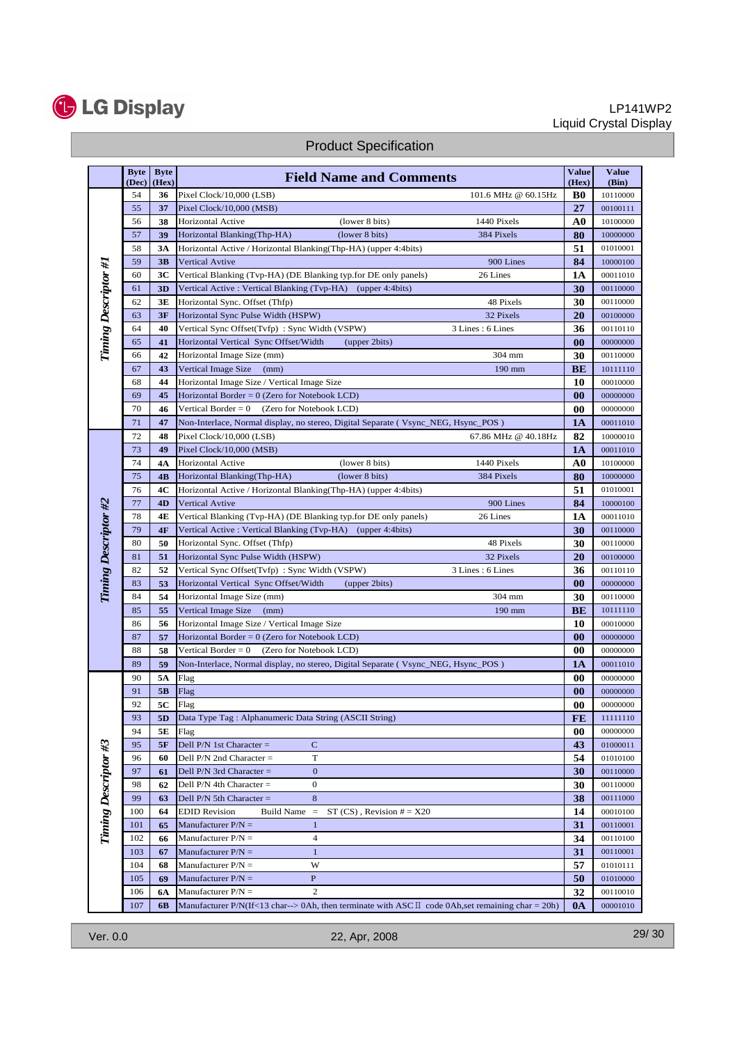| | Byte (Dec) | Byte (Hex) | Field Name and Comments | | Value (Hex) | Value (Bin) |
|---|---|---|---|---|---|---|
| Timing Descriptor #1 | 54 | 36 | Pixel Clock/10,000 (LSB) | 101.6 MHz @ 60.15Hz | B0 | 10110000 |
| | 55 | 37 | Pixel Clock/10,000 (MSB) | | 27 | 00100111 |
| | 56 | 38 | Horizontal Active (lower 8 bits) | 1440 Pixels | A0 | 10100000 |
| | 57 | 39 | Horizontal Blanking(Thp-HA) (lower 8 bits) | 384 Pixels | 80 | 10000000 |
| | 58 | 3A | Horizontal Active / Horizontal Blanking(Thp-HA) (upper 4:4bits) | | 51 | 01010001 |
| | 59 | 3B | Vertical Avtive | 900 Lines | 84 | 10000100 |
| | 60 | 3C | Vertical Blanking (Tvp-HA) (DE Blanking typ.for DE only panels) | 26 Lines | 1A | 00011010 |
| | 61 | 3D | Vertical Active : Vertical Blanking (Tvp-HA) (upper 4:4bits) | | 30 | 00110000 |
| | 62 | 3E | Horizontal Sync. Offset (Thfp) | 48 Pixels | 30 | 00110000 |
| | 63 | 3F | Horizontal Sync Pulse Width (HSPW) | 32 Pixels | 20 | 00100000 |
| | 64 | 40 | Vertical Sync Offset(Tvfp) : Sync Width (VSPW) | 3 Lines : 6 Lines | 36 | 00110110 |
| | 65 | 41 | Horizontal Vertical Sync Offset/Width (upper 2bits) | | 00 | 00000000 |
| | 66 | 42 | Horizontal Image Size (mm) | 304 mm | 30 | 00110000 |
| | 67 | 43 | Vertical Image Size (mm) | 190 mm | BE | 10111110 |
| | 68 | 44 | Horizontal Image Size / Vertical Image Size | | 10 | 00010000 |
| | 69 | 45 | Horizontal Border = 0 (Zero for Notebook LCD) | | 00 | 00000000 |
| | 70 | 46 | Vertical Border = 0 (Zero for Notebook LCD) | | 00 | 00000000 |
| | 71 | 47 | Non-Interlace, Normal display, no stereo, Digital Separate ( Vsync_NEG, Hsync_POS ) | | 1A | 00011010 |
| Timing Descriptor #2 | 72 | 48 | Pixel Clock/10,000 (LSB) | 67.86 MHz @ 40.18Hz | 82 | 10000010 |
| | 73 | 49 | Pixel Clock/10,000 (MSB) | | 1A | 00011010 |
| | 74 | 4A | Horizontal Active (lower 8 bits) | 1440 Pixels | A0 | 10100000 |
| | 75 | 4B | Horizontal Blanking(Thp-HA) (lower 8 bits) | 384 Pixels | 80 | 10000000 |
| | 76 | 4C | Horizontal Active / Horizontal Blanking(Thp-HA) (upper 4:4bits) | | 51 | 01010001 |
| | 77 | 4D | Vertical Avtive | 900 Lines | 84 | 10000100 |
| | 78 | 4E | Vertical Blanking (Tvp-HA) (DE Blanking typ.for DE only panels) | 26 Lines | 1A | 00011010 |
| | 79 | 4F | Vertical Active : Vertical Blanking (Tvp-HA) (upper 4:4bits) | | 30 | 00110000 |
| | 80 | 50 | Horizontal Sync. Offset (Thfp) | 48 Pixels | 30 | 00110000 |
| | 81 | 51 | Horizontal Sync Pulse Width (HSPW) | 32 Pixels | 20 | 00100000 |
| | 82 | 52 | Vertical Sync Offset(Tvfp) : Sync Width (VSPW) | 3 Lines : 6 Lines | 36 | 00110110 |
| | 83 | 53 | Horizontal Vertical Sync Offset/Width (upper 2bits) | | 00 | 00000000 |
| | 84 | 54 | Horizontal Image Size (mm) | 304 mm | 30 | 00110000 |
| | 85 | 55 | Vertical Image Size (mm) | 190 mm | BE | 10111110 |
| | 86 | 56 | Horizontal Image Size / Vertical Image Size | | 10 | 00010000 |
| | 87 | 57 | Horizontal Border = 0 (Zero for Notebook LCD) | | 00 | 00000000 |
| | 88 | 58 | Vertical Border = 0 (Zero for Notebook LCD) | | 00 | 00000000 |
| | 89 | 59 | Non-Interlace, Normal display, no stereo, Digital Separate ( Vsync_NEG, Hsync_POS ) | | 1A | 00011010 |
| Timing Descriptor #3 | 90 | 5A | Flag | | 00 | 00000000 |
| | 91 | 5B | Flag | | 00 | 00000000 |
| | 92 | 5C | Flag | | 00 | 00000000 |
| | 93 | 5D | Data Type Tag : Alphanumeric Data String (ASCII String) | | FE | 11111110 |
| | 94 | 5E | Flag | | 00 | 00000000 |
| | 95 | 5F | Dell P/N 1st Character = C | | 43 | 01000011 |
| | 96 | 60 | Dell P/N 2nd Character = T | | 54 | 01010100 |
| | 97 | 61 | Dell P/N 3rd Character = 0 | | 30 | 00110000 |
| | 98 | 62 | Dell P/N 4th Character = 0 | | 30 | 00110000 |
| | 99 | 63 | Dell P/N 5th Character = 8 | | 38 | 00111000 |
| | 100 | 64 | EDID Revision Build Name = ST (CS) , Revision # = X20 | | 14 | 00010100 |
| | 101 | 65 | Manufacturer P/N = 1 | | 31 | 00110001 |
| | 102 | 66 | Manufacturer P/N = 4 | | 34 | 00110100 |
| | 103 | 67 | Manufacturer P/N = 1 | | 31 | 00110001 |
| | 104 | 68 | Manufacturer P/N = W | | 57 | 01010111 |
| | 105 | 69 | Manufacturer P/N = P | | 50 | 01010000 |
| | 106 | 6A | Manufacturer P/N = 2 | | 32 | 00110010 |
| | 107 | 6B | Manufacturer P/N(If<13 char--> 0Ah, then terminate with ASC II code 0Ah,set remaining char = 20h) | | 0A | 00001010 |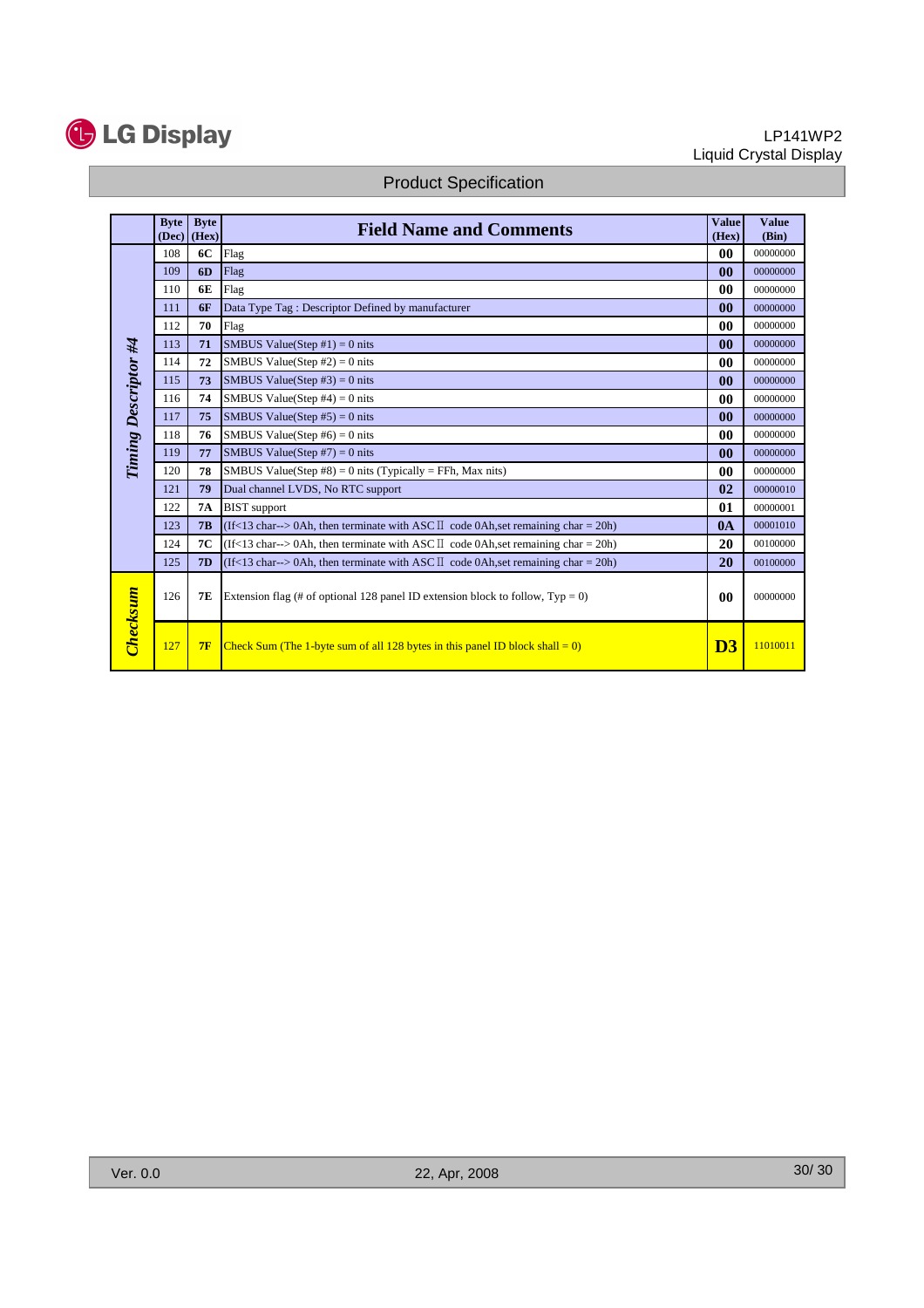| | Byte (Dec) | Byte (Hex) | Field Name and Comments | Value (Hex) | Value (Bin) |
|---|---|---|---|---|---|
| *Timing Descriptor #4* | 108 | 6C | Flag | 00 | 00000000 |
| | 109 | 6D | Flag | 00 | 00000000 |
| | 110 | 6E | Flag | 00 | 00000000 |
| | 111 | 6F | Data Type Tag : Descriptor Defined by manufacturer | 00 | 00000000 |
| | 112 | 70 | Flag | 00 | 00000000 |
| | 113 | 71 | SMBUS Value(Step #1) = 0 nits | 00 | 00000000 |
| | 114 | 72 | SMBUS Value(Step #2) = 0 nits | 00 | 00000000 |
| | 115 | 73 | SMBUS Value(Step #3) = 0 nits | 00 | 00000000 |
| | 116 | 74 | SMBUS Value(Step #4) = 0 nits | 00 | 00000000 |
| | 117 | 75 | SMBUS Value(Step #5) = 0 nits | 00 | 00000000 |
| | 118 | 76 | SMBUS Value(Step #6) = 0 nits | 00 | 00000000 |
| | 119 | 77 | SMBUS Value(Step #7) = 0 nits | 00 | 00000000 |
| | 120 | 78 | SMBUS Value(Step #8) = 0 nits (Typically = FFh, Max nits) | 00 | 00000000 |
| | 121 | 79 | Dual channel LVDS, No RTC support | 02 | 00000010 |
| | 122 | 7A | BIST support | 01 | 00000001 |
| | 123 | 7B | (If<13 char--> 0Ah, then terminate with ASCⅡ code 0Ah,set remaining char = 20h) | 0A | 00001010 |
| | 124 | 7C | (If<13 char--> 0Ah, then terminate with ASCⅡ code 0Ah,set remaining char = 20h) | 20 | 00100000 |
| | 125 | 7D | (If<13 char--> 0Ah, then terminate with ASCⅡ code 0Ah,set remaining char = 20h) | 20 | 00100000 |
| *Checksum* | 126 | 7E | Extension flag (# of optional 128 panel ID extension block to follow, Typ = 0) | 00 | 00000000 |
| | 127 | 7F | Check Sum (The 1-byte sum of all 128 bytes in this panel ID block shall = 0) | D3 | 11010011 |